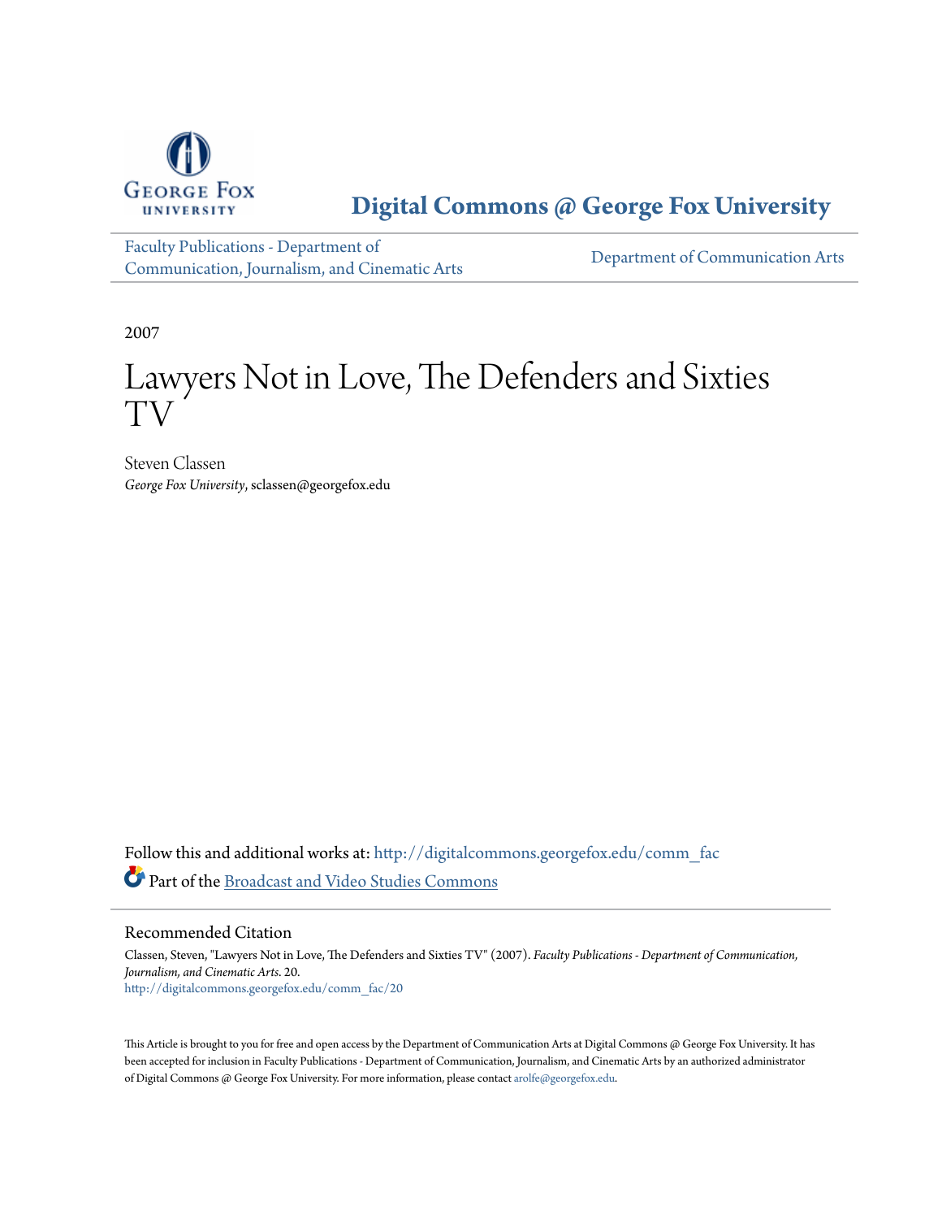# Digital Commons @ George Fox University

Faculty Publications - Department of Communication, Journalism, and Cinematic Arts

Department of Communication Arts

2007

# Lawyers Not in Love, The Defenders and Sixties TV

Steven Classen
*George Fox University*, sclassen@georgefox.edu

Follow this and additional works at: http://digitalcommons.georgefox.edu/comm_fac

Part of the Broadcast and Video Studies Commons

## Recommended Citation

Classen, Steven, "Lawyers Not in Love, The Defenders and Sixties TV" (2007). *Faculty Publications - Department of Communication, Journalism, and Cinematic Arts*. 20.
http://digitalcommons.georgefox.edu/comm_fac/20

This Article is brought to you for free and open access by the Department of Communication Arts at Digital Commons @ George Fox University. It has been accepted for inclusion in Faculty Publications - Department of Communication, Journalism, and Cinematic Arts by an authorized administrator of Digital Commons @ George Fox University. For more information, please contact arolfe@georgefox.edu.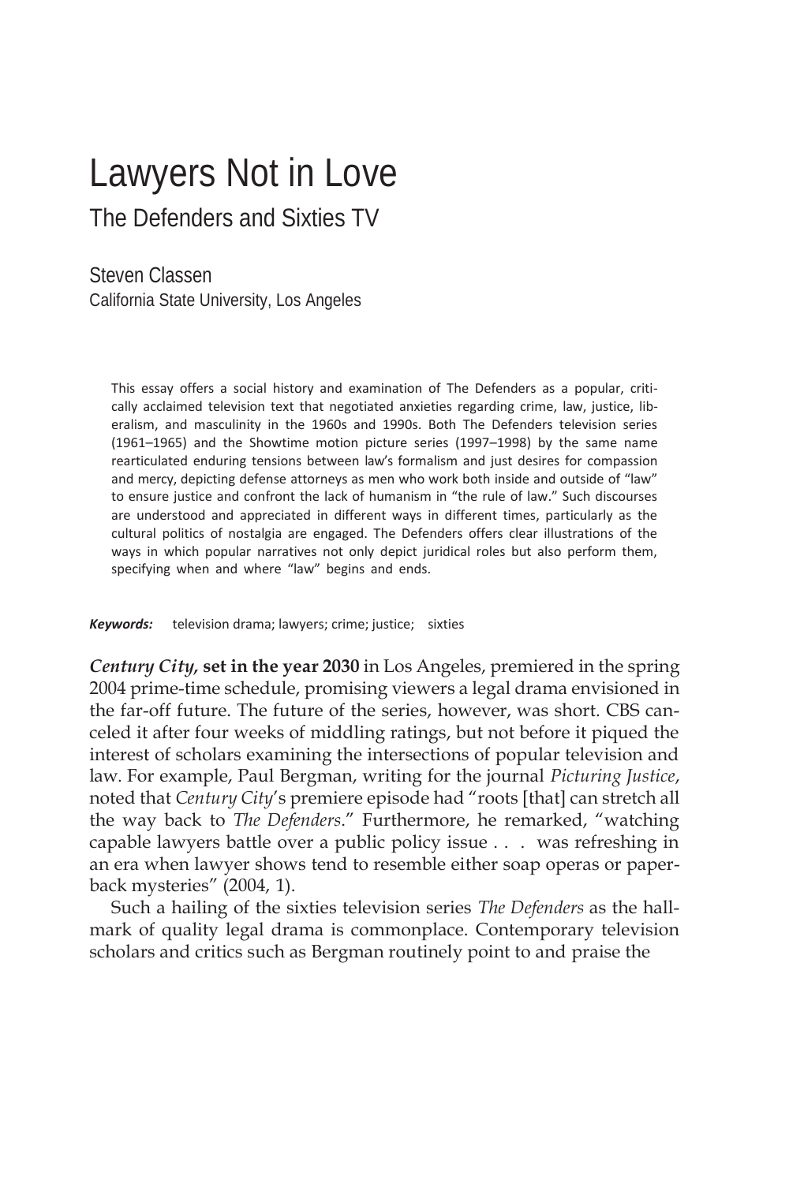# Lawyers Not in Love

## The Defenders and Sixties TV

Steven Classen
California State University, Los Angeles

> This essay offers a social history and examination of The Defenders as a popular, critically acclaimed television text that negotiated anxieties regarding crime, law, justice, liberalism, and masculinity in the 1960s and 1990s. Both The Defenders television series (1961–1965) and the Showtime motion picture series (1997–1998) by the same name rearticulated enduring tensions between law's formalism and just desires for compassion and mercy, depicting defense attorneys as men who work both inside and outside of "law" to ensure justice and confront the lack of humanism in "the rule of law." Such discourses are understood and appreciated in different ways in different times, particularly as the cultural politics of nostalgia are engaged. The Defenders offers clear illustrations of the ways in which popular narratives not only depict juridical roles but also perform them, specifying when and where "law" begins and ends.

***Keywords:*** television drama; lawyers; crime; justice; sixties

***Century City*, set in the year 2030** in Los Angeles, premiered in the spring 2004 prime-time schedule, promising viewers a legal drama envisioned in the far-off future. The future of the series, however, was short. CBS canceled it after four weeks of middling ratings, but not before it piqued the interest of scholars examining the intersections of popular television and law. For example, Paul Bergman, writing for the journal *Picturing Justice*, noted that *Century City*'s premiere episode had "roots [that] can stretch all the way back to *The Defenders*." Furthermore, he remarked, "watching capable lawyers battle over a public policy issue . . . was refreshing in an era when lawyer shows tend to resemble either soap operas or paperback mysteries" (2004, 1).

Such a hailing of the sixties television series *The Defenders* as the hallmark of quality legal drama is commonplace. Contemporary television scholars and critics such as Bergman routinely point to and praise the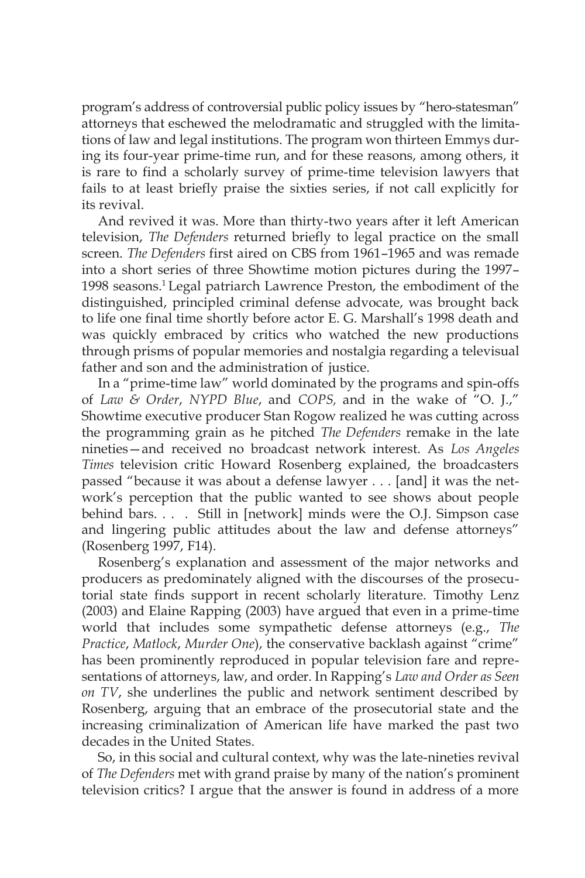program's address of controversial public policy issues by "hero-statesman" attorneys that eschewed the melodramatic and struggled with the limitations of law and legal institutions. The program won thirteen Emmys during its four-year prime-time run, and for these reasons, among others, it is rare to find a scholarly survey of prime-time television lawyers that fails to at least briefly praise the sixties series, if not call explicitly for its revival.

And revived it was. More than thirty-two years after it left American television, *The Defenders* returned briefly to legal practice on the small screen. *The Defenders* first aired on CBS from 1961–1965 and was remade into a short series of three Showtime motion pictures during the 1997–1998 seasons.[1] Legal patriarch Lawrence Preston, the embodiment of the distinguished, principled criminal defense advocate, was brought back to life one final time shortly before actor E. G. Marshall's 1998 death and was quickly embraced by critics who watched the new productions through prisms of popular memories and nostalgia regarding a televisual father and son and the administration of justice.

In a "prime-time law" world dominated by the programs and spin-offs of *Law & Order*, *NYPD Blue*, and *COPS,* and in the wake of "O. J.," Showtime executive producer Stan Rogow realized he was cutting across the programming grain as he pitched *The Defenders* remake in the late nineties—and received no broadcast network interest. As *Los Angeles Times* television critic Howard Rosenberg explained, the broadcasters passed "because it was about a defense lawyer . . . [and] it was the network's perception that the public wanted to see shows about people behind bars. . . . Still in [network] minds were the O.J. Simpson case and lingering public attitudes about the law and defense attorneys" (Rosenberg 1997, F14).

Rosenberg's explanation and assessment of the major networks and producers as predominately aligned with the discourses of the prosecutorial state finds support in recent scholarly literature. Timothy Lenz (2003) and Elaine Rapping (2003) have argued that even in a prime-time world that includes some sympathetic defense attorneys (e.g., *The Practice*, *Matlock*, *Murder One*), the conservative backlash against "crime" has been prominently reproduced in popular television fare and representations of attorneys, law, and order. In Rapping's *Law and Order as Seen on TV*, she underlines the public and network sentiment described by Rosenberg, arguing that an embrace of the prosecutorial state and the increasing criminalization of American life have marked the past two decades in the United States.

So, in this social and cultural context, why was the late-nineties revival of *The Defenders* met with grand praise by many of the nation's prominent television critics? I argue that the answer is found in address of a more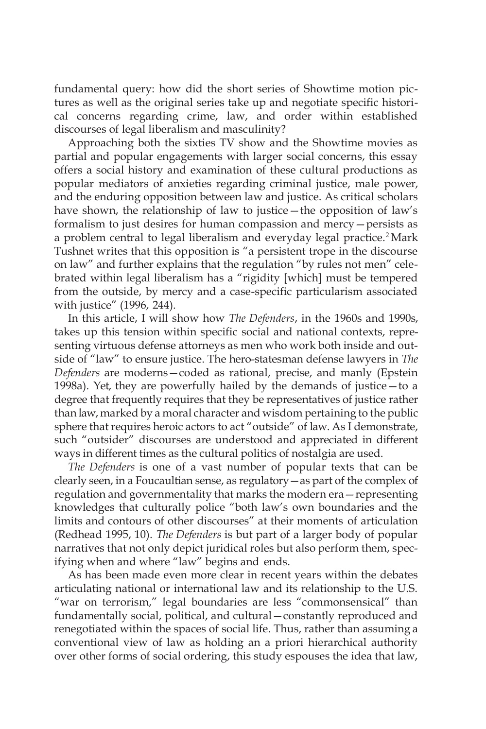fundamental query: how did the short series of Showtime motion pictures as well as the original series take up and negotiate specific historical concerns regarding crime, law, and order within established discourses of legal liberalism and masculinity?

Approaching both the sixties TV show and the Showtime movies as partial and popular engagements with larger social concerns, this essay offers a social history and examination of these cultural productions as popular mediators of anxieties regarding criminal justice, male power, and the enduring opposition between law and justice. As critical scholars have shown, the relationship of law to justice—the opposition of law's formalism to just desires for human compassion and mercy—persists as a problem central to legal liberalism and everyday legal practice.[2] Mark Tushnet writes that this opposition is "a persistent trope in the discourse on law" and further explains that the regulation "by rules not men" celebrated within legal liberalism has a "rigidity [which] must be tempered from the outside, by mercy and a case-specific particularism associated with justice" (1996, 244).

In this article, I will show how *The Defenders*, in the 1960s and 1990s, takes up this tension within specific social and national contexts, representing virtuous defense attorneys as men who work both inside and outside of "law" to ensure justice. The hero-statesman defense lawyers in *The Defenders* are moderns—coded as rational, precise, and manly (Epstein 1998a). Yet, they are powerfully hailed by the demands of justice—to a degree that frequently requires that they be representatives of justice rather than law, marked by a moral character and wisdom pertaining to the public sphere that requires heroic actors to act "outside" of law. As I demonstrate, such "outsider" discourses are understood and appreciated in different ways in different times as the cultural politics of nostalgia are used.

*The Defenders* is one of a vast number of popular texts that can be clearly seen, in a Foucaultian sense, as regulatory—as part of the complex of regulation and governmentality that marks the modern era—representing knowledges that culturally police "both law's own boundaries and the limits and contours of other discourses" at their moments of articulation (Redhead 1995, 10). *The Defenders* is but part of a larger body of popular narratives that not only depict juridical roles but also perform them, specifying when and where "law" begins and ends.

As has been made even more clear in recent years within the debates articulating national or international law and its relationship to the U.S. "war on terrorism," legal boundaries are less "commonsensical" than fundamentally social, political, and cultural—constantly reproduced and renegotiated within the spaces of social life. Thus, rather than assuming a conventional view of law as holding an a priori hierarchical authority over other forms of social ordering, this study espouses the idea that law,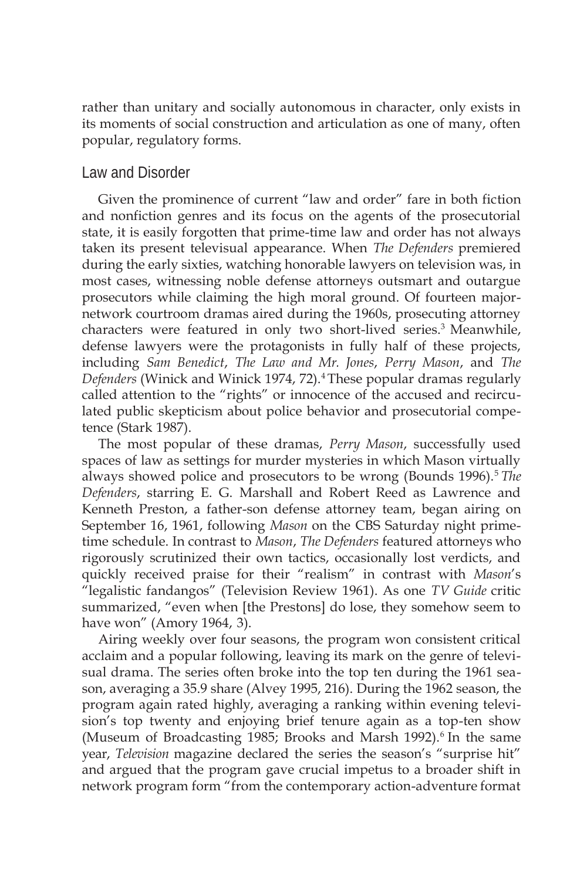rather than unitary and socially autonomous in character, only exists in its moments of social construction and articulation as one of many, often popular, regulatory forms.

## Law and Disorder

Given the prominence of current "law and order" fare in both fiction and nonfiction genres and its focus on the agents of the prosecutorial state, it is easily forgotten that prime-time law and order has not always taken its present televisual appearance. When *The Defenders* premiered during the early sixties, watching honorable lawyers on television was, in most cases, witnessing noble defense attorneys outsmart and outargue prosecutors while claiming the high moral ground. Of fourteen major-network courtroom dramas aired during the 1960s, prosecuting attorney characters were featured in only two short-lived series.[3] Meanwhile, defense lawyers were the protagonists in fully half of these projects, including *Sam Benedict*, *The Law and Mr. Jones*, *Perry Mason*, and *The Defenders* (Winick and Winick 1974, 72).[4] These popular dramas regularly called attention to the "rights" or innocence of the accused and recirculated public skepticism about police behavior and prosecutorial competence (Stark 1987).

The most popular of these dramas, *Perry Mason*, successfully used spaces of law as settings for murder mysteries in which Mason virtually always showed police and prosecutors to be wrong (Bounds 1996).[5] *The Defenders*, starring E. G. Marshall and Robert Reed as Lawrence and Kenneth Preston, a father-son defense attorney team, began airing on September 16, 1961, following *Mason* on the CBS Saturday night prime-time schedule. In contrast to *Mason*, *The Defenders* featured attorneys who rigorously scrutinized their own tactics, occasionally lost verdicts, and quickly received praise for their "realism" in contrast with *Mason*'s "legalistic fandangos" (Television Review 1961). As one *TV Guide* critic summarized, "even when [the Prestons] do lose, they somehow seem to have won" (Amory 1964, 3).

Airing weekly over four seasons, the program won consistent critical acclaim and a popular following, leaving its mark on the genre of televisual drama. The series often broke into the top ten during the 1961 season, averaging a 35.9 share (Alvey 1995, 216). During the 1962 season, the program again rated highly, averaging a ranking within evening television's top twenty and enjoying brief tenure again as a top-ten show (Museum of Broadcasting 1985; Brooks and Marsh 1992).[6] In the same year, *Television* magazine declared the series the season's "surprise hit" and argued that the program gave crucial impetus to a broader shift in network program form "from the contemporary action-adventure format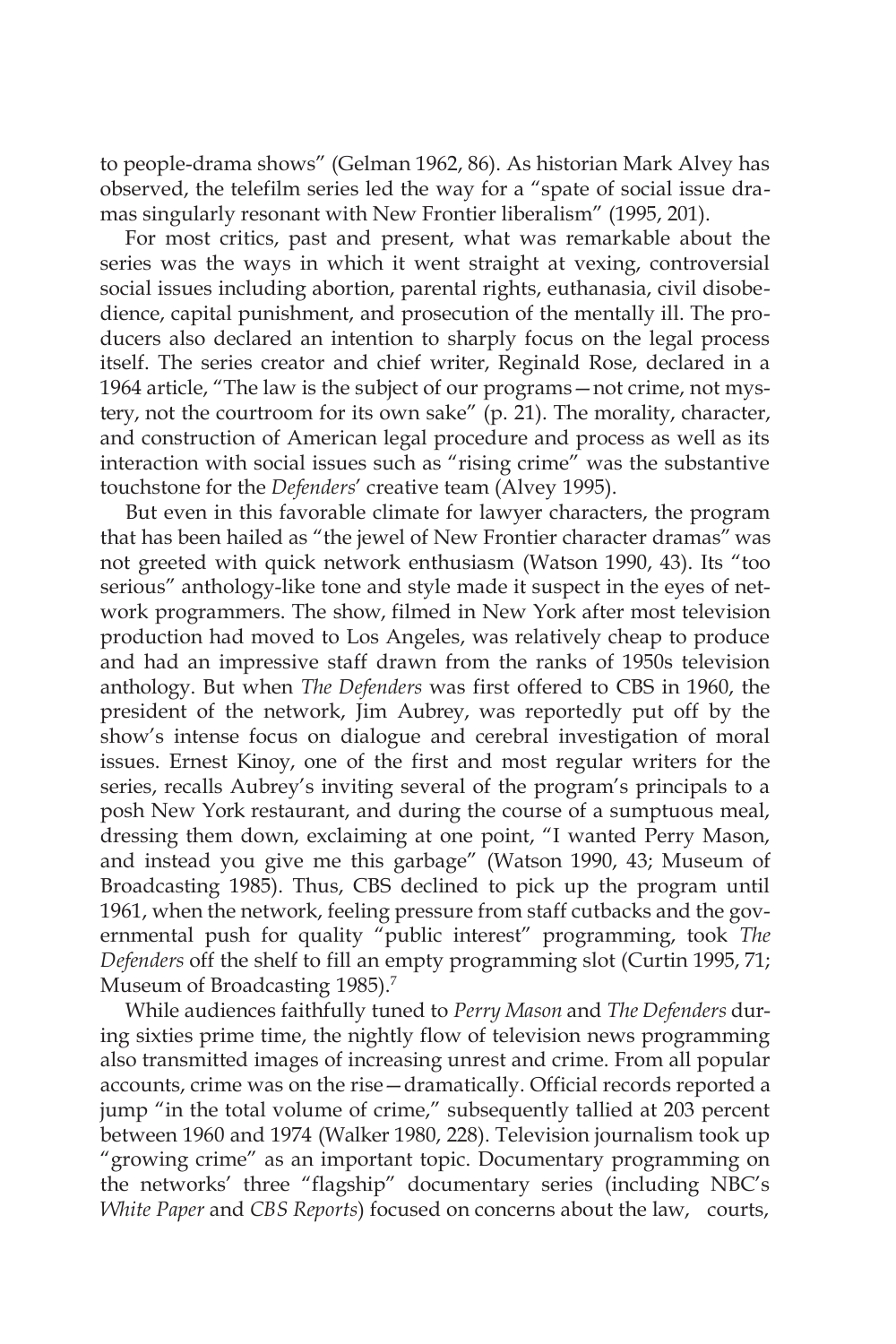to people-drama shows" (Gelman 1962, 86). As historian Mark Alvey has observed, the telefilm series led the way for a "spate of social issue dramas singularly resonant with New Frontier liberalism" (1995, 201).

For most critics, past and present, what was remarkable about the series was the ways in which it went straight at vexing, controversial social issues including abortion, parental rights, euthanasia, civil disobedience, capital punishment, and prosecution of the mentally ill. The producers also declared an intention to sharply focus on the legal process itself. The series creator and chief writer, Reginald Rose, declared in a 1964 article, "The law is the subject of our programs—not crime, not mystery, not the courtroom for its own sake" (p. 21). The morality, character, and construction of American legal procedure and process as well as its interaction with social issues such as "rising crime" was the substantive touchstone for the *Defenders*' creative team (Alvey 1995).

But even in this favorable climate for lawyer characters, the program that has been hailed as "the jewel of New Frontier character dramas" was not greeted with quick network enthusiasm (Watson 1990, 43). Its "too serious" anthology-like tone and style made it suspect in the eyes of network programmers. The show, filmed in New York after most television production had moved to Los Angeles, was relatively cheap to produce and had an impressive staff drawn from the ranks of 1950s television anthology. But when *The Defenders* was first offered to CBS in 1960, the president of the network, Jim Aubrey, was reportedly put off by the show's intense focus on dialogue and cerebral investigation of moral issues. Ernest Kinoy, one of the first and most regular writers for the series, recalls Aubrey's inviting several of the program's principals to a posh New York restaurant, and during the course of a sumptuous meal, dressing them down, exclaiming at one point, "I wanted Perry Mason, and instead you give me this garbage" (Watson 1990, 43; Museum of Broadcasting 1985). Thus, CBS declined to pick up the program until 1961, when the network, feeling pressure from staff cutbacks and the governmental push for quality "public interest" programming, took *The Defenders* off the shelf to fill an empty programming slot (Curtin 1995, 71; Museum of Broadcasting 1985).[7]

While audiences faithfully tuned to *Perry Mason* and *The Defenders* during sixties prime time, the nightly flow of television news programming also transmitted images of increasing unrest and crime. From all popular accounts, crime was on the rise—dramatically. Official records reported a jump "in the total volume of crime," subsequently tallied at 203 percent between 1960 and 1974 (Walker 1980, 228). Television journalism took up "growing crime" as an important topic. Documentary programming on the networks' three "flagship" documentary series (including NBC's *White Paper* and *CBS Reports*) focused on concerns about the law, courts,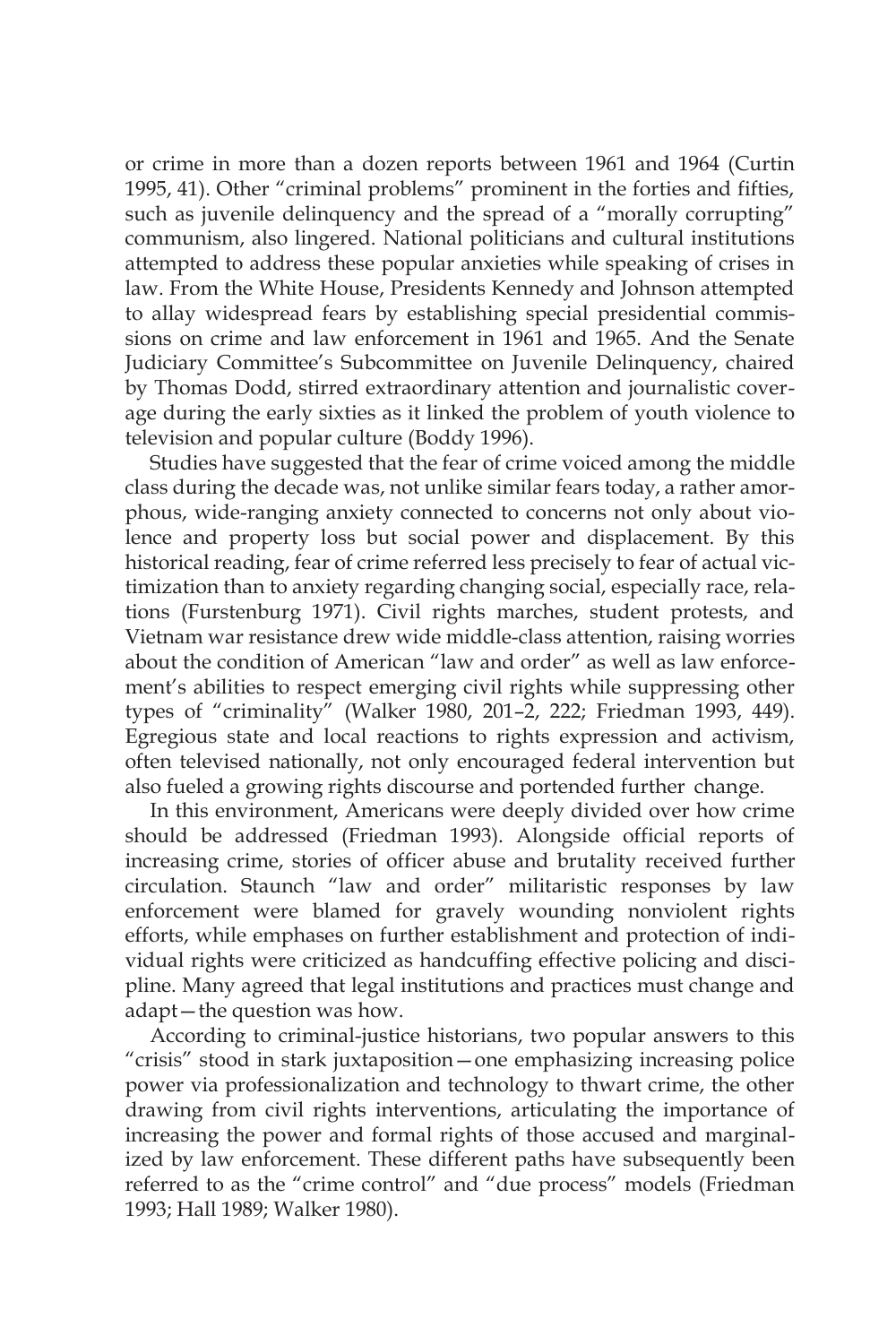or crime in more than a dozen reports between 1961 and 1964 (Curtin 1995, 41). Other "criminal problems" prominent in the forties and fifties, such as juvenile delinquency and the spread of a "morally corrupting" communism, also lingered. National politicians and cultural institutions attempted to address these popular anxieties while speaking of crises in law. From the White House, Presidents Kennedy and Johnson attempted to allay widespread fears by establishing special presidential commissions on crime and law enforcement in 1961 and 1965. And the Senate Judiciary Committee's Subcommittee on Juvenile Delinquency, chaired by Thomas Dodd, stirred extraordinary attention and journalistic coverage during the early sixties as it linked the problem of youth violence to television and popular culture (Boddy 1996).

Studies have suggested that the fear of crime voiced among the middle class during the decade was, not unlike similar fears today, a rather amorphous, wide-ranging anxiety connected to concerns not only about violence and property loss but social power and displacement. By this historical reading, fear of crime referred less precisely to fear of actual victimization than to anxiety regarding changing social, especially race, relations (Furstenburg 1971). Civil rights marches, student protests, and Vietnam war resistance drew wide middle-class attention, raising worries about the condition of American "law and order" as well as law enforcement's abilities to respect emerging civil rights while suppressing other types of "criminality" (Walker 1980, 201–2, 222; Friedman 1993, 449). Egregious state and local reactions to rights expression and activism, often televised nationally, not only encouraged federal intervention but also fueled a growing rights discourse and portended further change.

In this environment, Americans were deeply divided over how crime should be addressed (Friedman 1993). Alongside official reports of increasing crime, stories of officer abuse and brutality received further circulation. Staunch "law and order" militaristic responses by law enforcement were blamed for gravely wounding nonviolent rights efforts, while emphases on further establishment and protection of individual rights were criticized as handcuffing effective policing and discipline. Many agreed that legal institutions and practices must change and adapt—the question was how.

According to criminal-justice historians, two popular answers to this "crisis" stood in stark juxtaposition—one emphasizing increasing police power via professionalization and technology to thwart crime, the other drawing from civil rights interventions, articulating the importance of increasing the power and formal rights of those accused and marginalized by law enforcement. These different paths have subsequently been referred to as the "crime control" and "due process" models (Friedman 1993; Hall 1989; Walker 1980).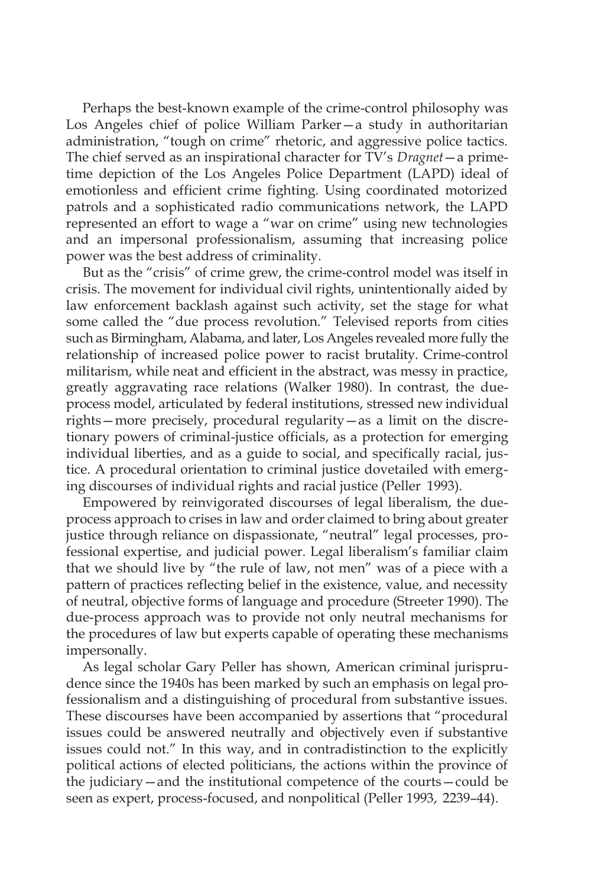Perhaps the best-known example of the crime-control philosophy was Los Angeles chief of police William Parker—a study in authoritarian administration, "tough on crime" rhetoric, and aggressive police tactics. The chief served as an inspirational character for TV's *Dragnet*—a prime-time depiction of the Los Angeles Police Department (LAPD) ideal of emotionless and efficient crime fighting. Using coordinated motorized patrols and a sophisticated radio communications network, the LAPD represented an effort to wage a "war on crime" using new technologies and an impersonal professionalism, assuming that increasing police power was the best address of criminality.

But as the "crisis" of crime grew, the crime-control model was itself in crisis. The movement for individual civil rights, unintentionally aided by law enforcement backlash against such activity, set the stage for what some called the "due process revolution." Televised reports from cities such as Birmingham, Alabama, and later, Los Angeles revealed more fully the relationship of increased police power to racist brutality. Crime-control militarism, while neat and efficient in the abstract, was messy in practice, greatly aggravating race relations (Walker 1980). In contrast, the due-process model, articulated by federal institutions, stressed new individual rights—more precisely, procedural regularity—as a limit on the discretionary powers of criminal-justice officials, as a protection for emerging individual liberties, and as a guide to social, and specifically racial, justice. A procedural orientation to criminal justice dovetailed with emerging discourses of individual rights and racial justice (Peller 1993).

Empowered by reinvigorated discourses of legal liberalism, the due-process approach to crises in law and order claimed to bring about greater justice through reliance on dispassionate, "neutral" legal processes, professional expertise, and judicial power. Legal liberalism's familiar claim that we should live by "the rule of law, not men" was of a piece with a pattern of practices reflecting belief in the existence, value, and necessity of neutral, objective forms of language and procedure (Streeter 1990). The due-process approach was to provide not only neutral mechanisms for the procedures of law but experts capable of operating these mechanisms impersonally.

As legal scholar Gary Peller has shown, American criminal jurisprudence since the 1940s has been marked by such an emphasis on legal professionalism and a distinguishing of procedural from substantive issues. These discourses have been accompanied by assertions that "procedural issues could be answered neutrally and objectively even if substantive issues could not." In this way, and in contradistinction to the explicitly political actions of elected politicians, the actions within the province of the judiciary—and the institutional competence of the courts—could be seen as expert, process-focused, and nonpolitical (Peller 1993, 2239–44).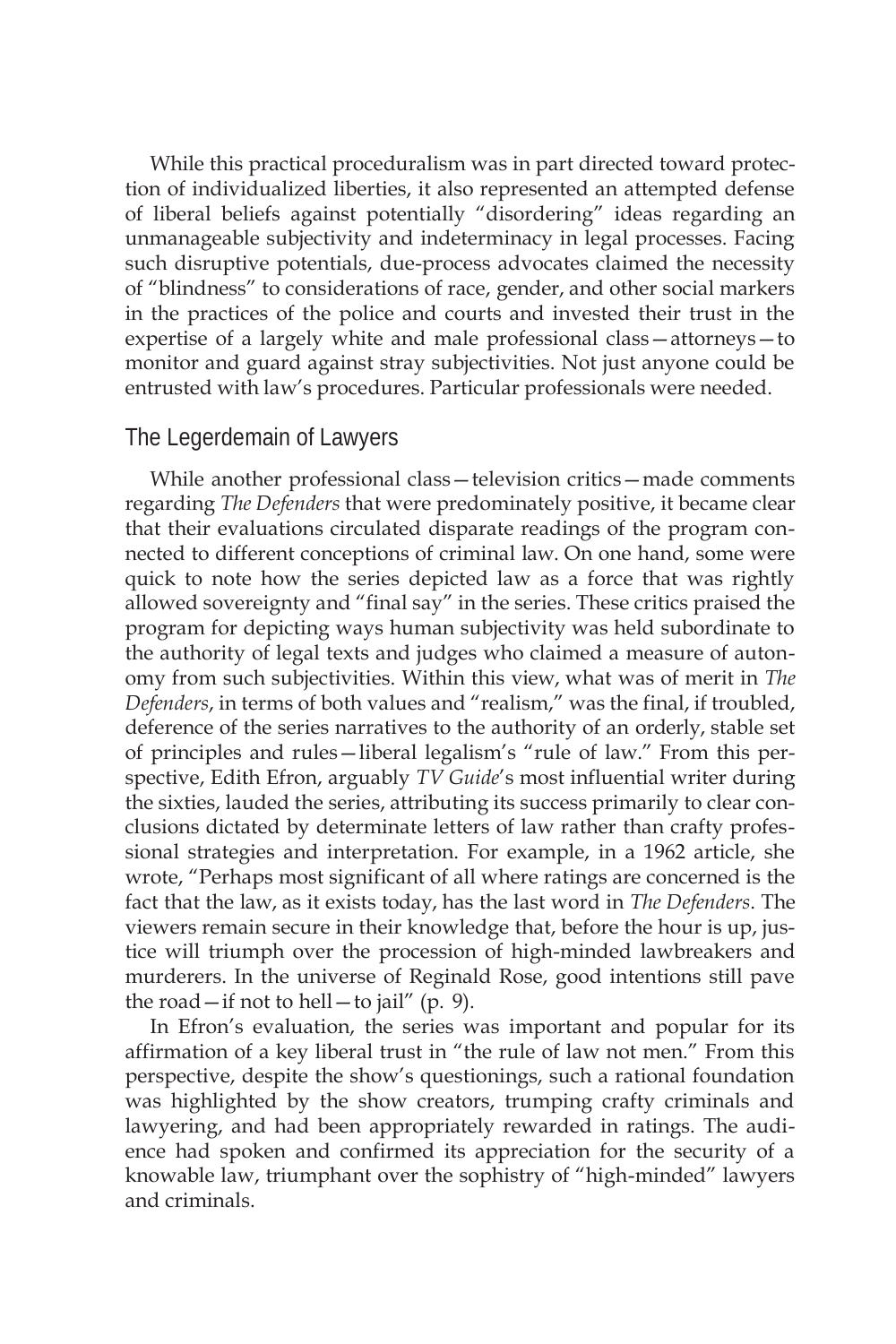While this practical proceduralism was in part directed toward protection of individualized liberties, it also represented an attempted defense of liberal beliefs against potentially "disordering" ideas regarding an unmanageable subjectivity and indeterminacy in legal processes. Facing such disruptive potentials, due-process advocates claimed the necessity of "blindness" to considerations of race, gender, and other social markers in the practices of the police and courts and invested their trust in the expertise of a largely white and male professional class—attorneys—to monitor and guard against stray subjectivities. Not just anyone could be entrusted with law's procedures. Particular professionals were needed.

## The Legerdemain of Lawyers

While another professional class—television critics—made comments regarding *The Defenders* that were predominately positive, it became clear that their evaluations circulated disparate readings of the program connected to different conceptions of criminal law. On one hand, some were quick to note how the series depicted law as a force that was rightly allowed sovereignty and "final say" in the series. These critics praised the program for depicting ways human subjectivity was held subordinate to the authority of legal texts and judges who claimed a measure of autonomy from such subjectivities. Within this view, what was of merit in *The Defenders*, in terms of both values and "realism," was the final, if troubled, deference of the series narratives to the authority of an orderly, stable set of principles and rules—liberal legalism's "rule of law." From this perspective, Edith Efron, arguably *TV Guide*'s most influential writer during the sixties, lauded the series, attributing its success primarily to clear conclusions dictated by determinate letters of law rather than crafty professional strategies and interpretation. For example, in a 1962 article, she wrote, "Perhaps most significant of all where ratings are concerned is the fact that the law, as it exists today, has the last word in *The Defenders*. The viewers remain secure in their knowledge that, before the hour is up, justice will triumph over the procession of high-minded lawbreakers and murderers. In the universe of Reginald Rose, good intentions still pave the road—if not to hell—to jail" (p. 9).

In Efron's evaluation, the series was important and popular for its affirmation of a key liberal trust in "the rule of law not men." From this perspective, despite the show's questionings, such a rational foundation was highlighted by the show creators, trumping crafty criminals and lawyering, and had been appropriately rewarded in ratings. The audience had spoken and confirmed its appreciation for the security of a knowable law, triumphant over the sophistry of "high-minded" lawyers and criminals.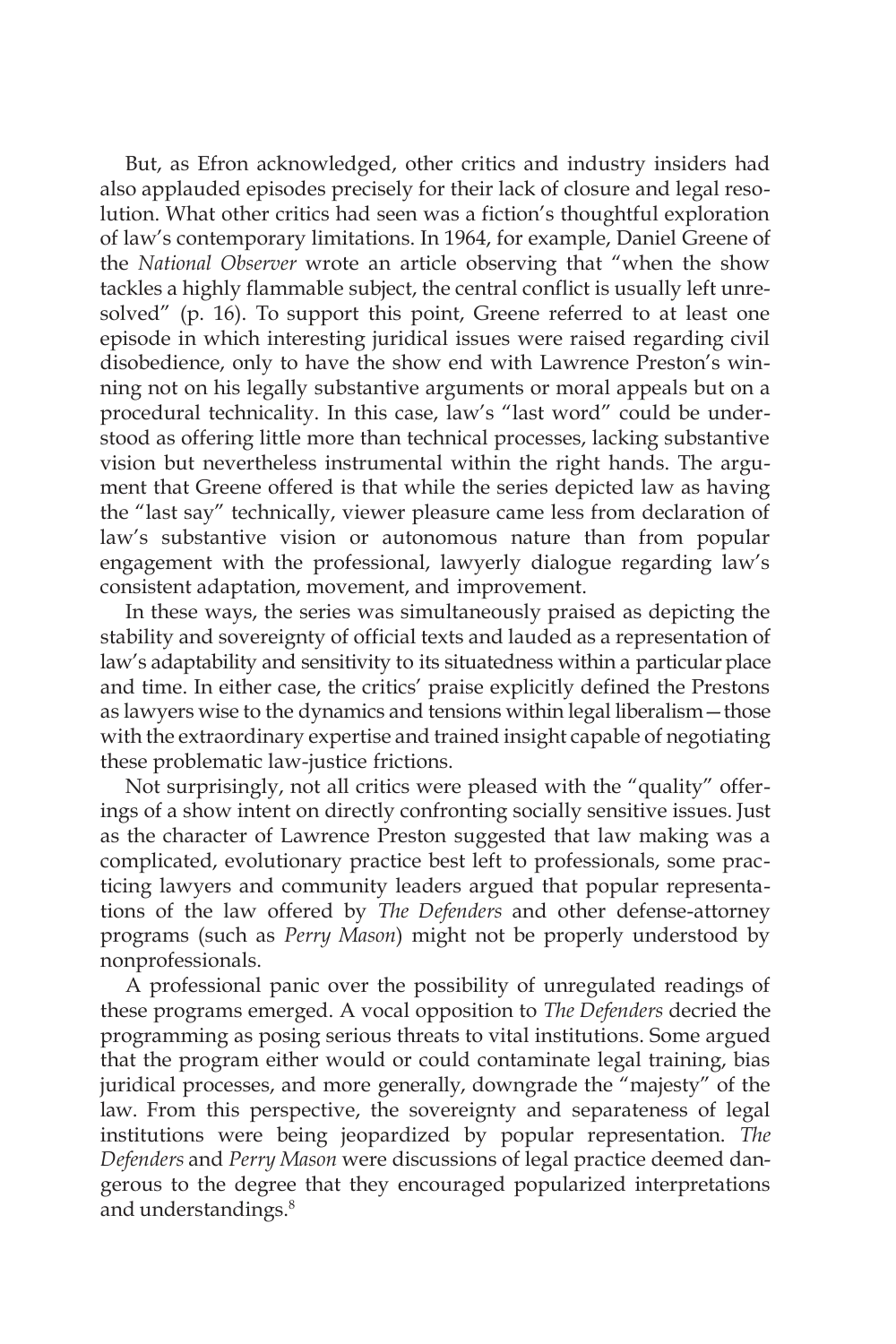But, as Efron acknowledged, other critics and industry insiders had also applauded episodes precisely for their lack of closure and legal resolution. What other critics had seen was a fiction's thoughtful exploration of law's contemporary limitations. In 1964, for example, Daniel Greene of the *National Observer* wrote an article observing that "when the show tackles a highly flammable subject, the central conflict is usually left unresolved" (p. 16). To support this point, Greene referred to at least one episode in which interesting juridical issues were raised regarding civil disobedience, only to have the show end with Lawrence Preston's winning not on his legally substantive arguments or moral appeals but on a procedural technicality. In this case, law's "last word" could be understood as offering little more than technical processes, lacking substantive vision but nevertheless instrumental within the right hands. The argument that Greene offered is that while the series depicted law as having the "last say" technically, viewer pleasure came less from declaration of law's substantive vision or autonomous nature than from popular engagement with the professional, lawyerly dialogue regarding law's consistent adaptation, movement, and improvement.

In these ways, the series was simultaneously praised as depicting the stability and sovereignty of official texts and lauded as a representation of law's adaptability and sensitivity to its situatedness within a particular place and time. In either case, the critics' praise explicitly defined the Prestons as lawyers wise to the dynamics and tensions within legal liberalism—those with the extraordinary expertise and trained insight capable of negotiating these problematic law-justice frictions.

Not surprisingly, not all critics were pleased with the "quality" offerings of a show intent on directly confronting socially sensitive issues. Just as the character of Lawrence Preston suggested that law making was a complicated, evolutionary practice best left to professionals, some practicing lawyers and community leaders argued that popular representations of the law offered by *The Defenders* and other defense-attorney programs (such as *Perry Mason*) might not be properly understood by nonprofessionals.

A professional panic over the possibility of unregulated readings of these programs emerged. A vocal opposition to *The Defenders* decried the programming as posing serious threats to vital institutions. Some argued that the program either would or could contaminate legal training, bias juridical processes, and more generally, downgrade the "majesty" of the law. From this perspective, the sovereignty and separateness of legal institutions were being jeopardized by popular representation. *The Defenders* and *Perry Mason* were discussions of legal practice deemed dangerous to the degree that they encouraged popularized interpretations and understandings.[8]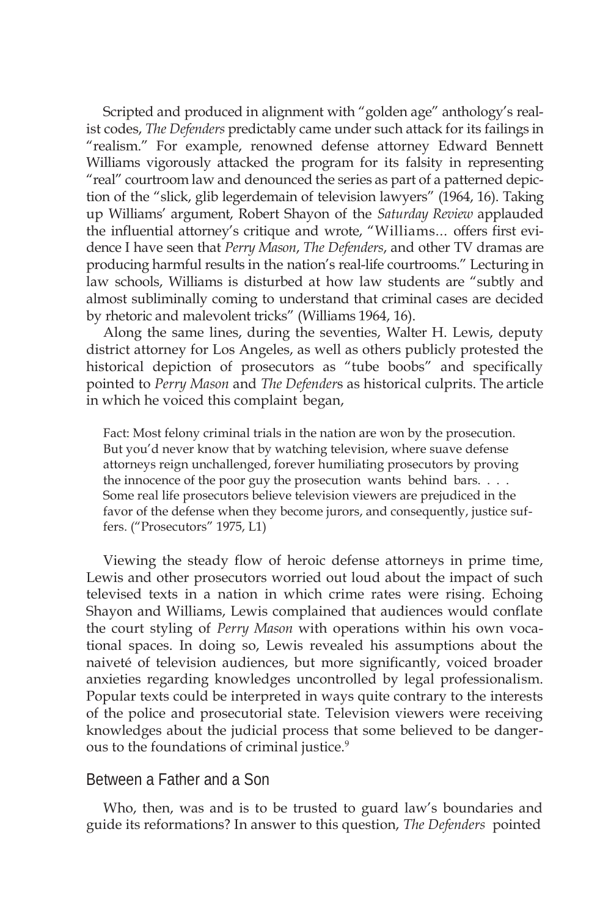Scripted and produced in alignment with "golden age" anthology's realist codes, *The Defenders* predictably came under such attack for its failings in "realism." For example, renowned defense attorney Edward Bennett Williams vigorously attacked the program for its falsity in representing "real" courtroom law and denounced the series as part of a patterned depiction of the "slick, glib legerdemain of television lawyers" (1964, 16). Taking up Williams' argument, Robert Shayon of the *Saturday Review* applauded the influential attorney's critique and wrote, "Williams... offers first evidence I have seen that *Perry Mason*, *The Defenders*, and other TV dramas are producing harmful results in the nation's real-life courtrooms." Lecturing in law schools, Williams is disturbed at how law students are "subtly and almost subliminally coming to understand that criminal cases are decided by rhetoric and malevolent tricks" (Williams 1964, 16).

Along the same lines, during the seventies, Walter H. Lewis, deputy district attorney for Los Angeles, as well as others publicly protested the historical depiction of prosecutors as "tube boobs" and specifically pointed to *Perry Mason* and *The Defenders* as historical culprits. The article in which he voiced this complaint began,

> Fact: Most felony criminal trials in the nation are won by the prosecution. But you'd never know that by watching television, where suave defense attorneys reign unchallenged, forever humiliating prosecutors by proving the innocence of the poor guy the prosecution wants behind bars. . . . Some real life prosecutors believe television viewers are prejudiced in the favor of the defense when they become jurors, and consequently, justice suffers. ("Prosecutors" 1975, L1)

Viewing the steady flow of heroic defense attorneys in prime time, Lewis and other prosecutors worried out loud about the impact of such televised texts in a nation in which crime rates were rising. Echoing Shayon and Williams, Lewis complained that audiences would conflate the court styling of *Perry Mason* with operations within his own vocational spaces. In doing so, Lewis revealed his assumptions about the naiveté of television audiences, but more significantly, voiced broader anxieties regarding knowledges uncontrolled by legal professionalism. Popular texts could be interpreted in ways quite contrary to the interests of the police and prosecutorial state. Television viewers were receiving knowledges about the judicial process that some believed to be dangerous to the foundations of criminal justice.[9]

## Between a Father and a Son

Who, then, was and is to be trusted to guard law's boundaries and guide its reformations? In answer to this question, *The Defenders* pointed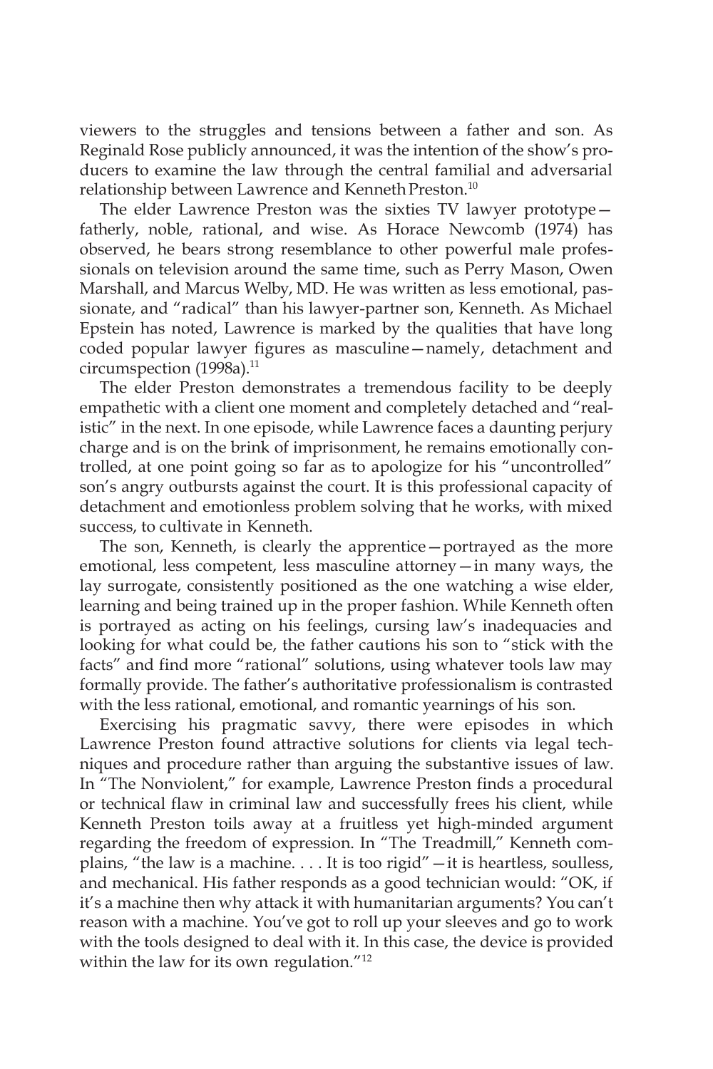viewers to the struggles and tensions between a father and son. As Reginald Rose publicly announced, it was the intention of the show's producers to examine the law through the central familial and adversarial relationship between Lawrence and Kenneth Preston.[10]

The elder Lawrence Preston was the sixties TV lawyer prototype—fatherly, noble, rational, and wise. As Horace Newcomb (1974) has observed, he bears strong resemblance to other powerful male professionals on television around the same time, such as Perry Mason, Owen Marshall, and Marcus Welby, MD. He was written as less emotional, passionate, and "radical" than his lawyer-partner son, Kenneth. As Michael Epstein has noted, Lawrence is marked by the qualities that have long coded popular lawyer figures as masculine—namely, detachment and circumspection (1998a).[11]

The elder Preston demonstrates a tremendous facility to be deeply empathetic with a client one moment and completely detached and "realistic" in the next. In one episode, while Lawrence faces a daunting perjury charge and is on the brink of imprisonment, he remains emotionally controlled, at one point going so far as to apologize for his "uncontrolled" son's angry outbursts against the court. It is this professional capacity of detachment and emotionless problem solving that he works, with mixed success, to cultivate in Kenneth.

The son, Kenneth, is clearly the apprentice—portrayed as the more emotional, less competent, less masculine attorney—in many ways, the lay surrogate, consistently positioned as the one watching a wise elder, learning and being trained up in the proper fashion. While Kenneth often is portrayed as acting on his feelings, cursing law's inadequacies and looking for what could be, the father cautions his son to "stick with the facts" and find more "rational" solutions, using whatever tools law may formally provide. The father's authoritative professionalism is contrasted with the less rational, emotional, and romantic yearnings of his son.

Exercising his pragmatic savvy, there were episodes in which Lawrence Preston found attractive solutions for clients via legal techniques and procedure rather than arguing the substantive issues of law. In "The Nonviolent," for example, Lawrence Preston finds a procedural or technical flaw in criminal law and successfully frees his client, while Kenneth Preston toils away at a fruitless yet high-minded argument regarding the freedom of expression. In "The Treadmill," Kenneth complains, "the law is a machine. . . . It is too rigid"—it is heartless, soulless, and mechanical. His father responds as a good technician would: "OK, if it's a machine then why attack it with humanitarian arguments? You can't reason with a machine. You've got to roll up your sleeves and go to work with the tools designed to deal with it. In this case, the device is provided within the law for its own regulation."[12]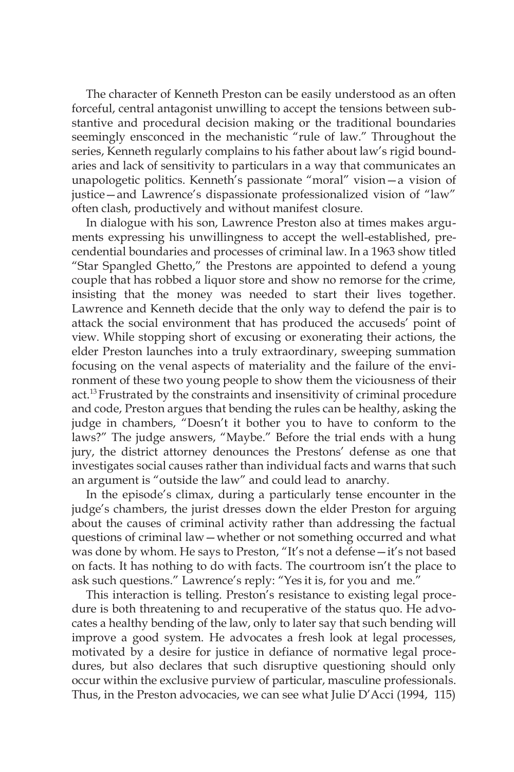The character of Kenneth Preston can be easily understood as an often forceful, central antagonist unwilling to accept the tensions between substantive and procedural decision making or the traditional boundaries seemingly ensconced in the mechanistic "rule of law." Throughout the series, Kenneth regularly complains to his father about law's rigid boundaries and lack of sensitivity to particulars in a way that communicates an unapologetic politics. Kenneth's passionate "moral" vision—a vision of justice—and Lawrence's dispassionate professionalized vision of "law" often clash, productively and without manifest closure.

In dialogue with his son, Lawrence Preston also at times makes arguments expressing his unwillingness to accept the well-established, precendential boundaries and processes of criminal law. In a 1963 show titled "Star Spangled Ghetto," the Prestons are appointed to defend a young couple that has robbed a liquor store and show no remorse for the crime, insisting that the money was needed to start their lives together. Lawrence and Kenneth decide that the only way to defend the pair is to attack the social environment that has produced the accuseds' point of view. While stopping short of excusing or exonerating their actions, the elder Preston launches into a truly extraordinary, sweeping summation focusing on the venal aspects of materiality and the failure of the environment of these two young people to show them the viciousness of their act.[13] Frustrated by the constraints and insensitivity of criminal procedure and code, Preston argues that bending the rules can be healthy, asking the judge in chambers, "Doesn't it bother you to have to conform to the laws?" The judge answers, "Maybe." Before the trial ends with a hung jury, the district attorney denounces the Prestons' defense as one that investigates social causes rather than individual facts and warns that such an argument is "outside the law" and could lead to anarchy.

In the episode's climax, during a particularly tense encounter in the judge's chambers, the jurist dresses down the elder Preston for arguing about the causes of criminal activity rather than addressing the factual questions of criminal law—whether or not something occurred and what was done by whom. He says to Preston, "It's not a defense—it's not based on facts. It has nothing to do with facts. The courtroom isn't the place to ask such questions." Lawrence's reply: "Yes it is, for you and me."

This interaction is telling. Preston's resistance to existing legal procedure is both threatening to and recuperative of the status quo. He advocates a healthy bending of the law, only to later say that such bending will improve a good system. He advocates a fresh look at legal processes, motivated by a desire for justice in defiance of normative legal procedures, but also declares that such disruptive questioning should only occur within the exclusive purview of particular, masculine professionals. Thus, in the Preston advocacies, we can see what Julie D'Acci (1994, 115)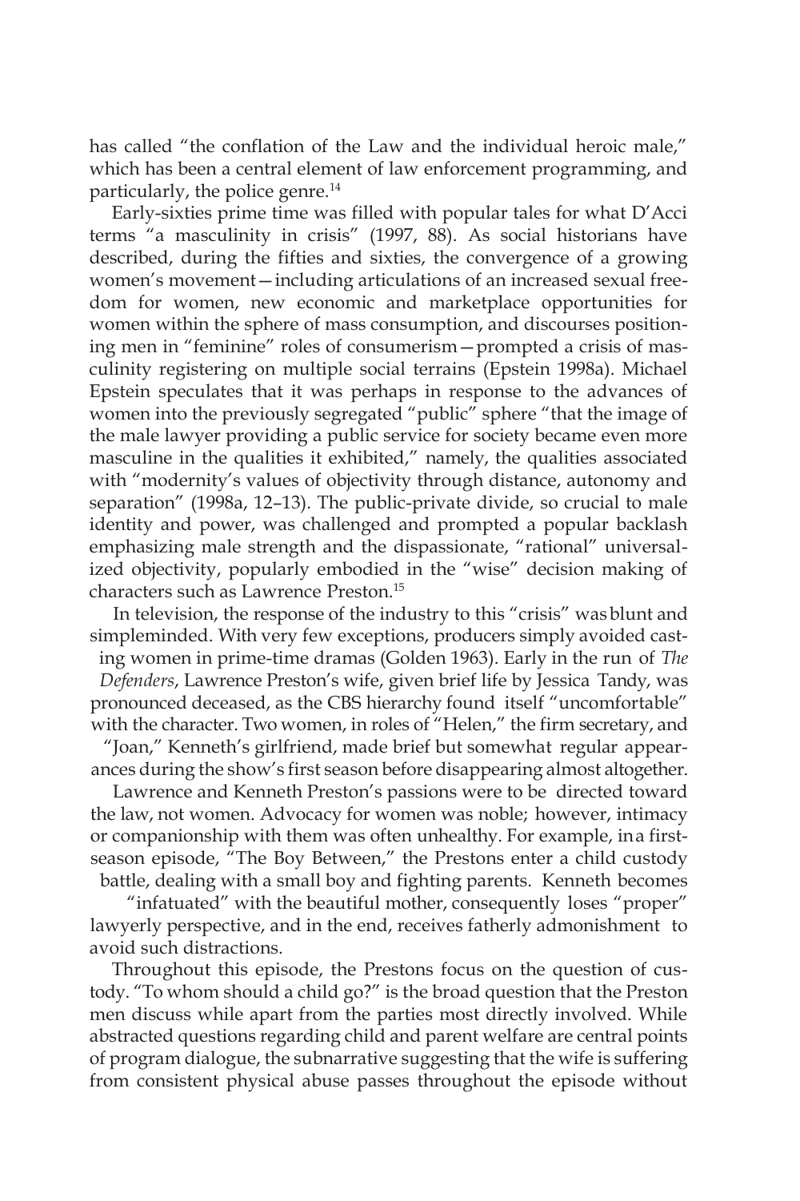has called "the conflation of the Law and the individual heroic male," which has been a central element of law enforcement programming, and particularly, the police genre.[14]

Early-sixties prime time was filled with popular tales for what D'Acci terms "a masculinity in crisis" (1997, 88). As social historians have described, during the fifties and sixties, the convergence of a growing women's movement—including articulations of an increased sexual freedom for women, new economic and marketplace opportunities for women within the sphere of mass consumption, and discourses positioning men in "feminine" roles of consumerism—prompted a crisis of masculinity registering on multiple social terrains (Epstein 1998a). Michael Epstein speculates that it was perhaps in response to the advances of women into the previously segregated "public" sphere "that the image of the male lawyer providing a public service for society became even more masculine in the qualities it exhibited," namely, the qualities associated with "modernity's values of objectivity through distance, autonomy and separation" (1998a, 12–13). The public-private divide, so crucial to male identity and power, was challenged and prompted a popular backlash emphasizing male strength and the dispassionate, "rational" universalized objectivity, popularly embodied in the "wise" decision making of characters such as Lawrence Preston.[15]

In television, the response of the industry to this "crisis" was blunt and simpleminded. With very few exceptions, producers simply avoided casting women in prime-time dramas (Golden 1963). Early in the run of *The Defenders*, Lawrence Preston's wife, given brief life by Jessica Tandy, was pronounced deceased, as the CBS hierarchy found itself "uncomfortable" with the character. Two women, in roles of "Helen," the firm secretary, and "Joan," Kenneth's girlfriend, made brief but somewhat regular appearances during the show's first season before disappearing almost altogether.

Lawrence and Kenneth Preston's passions were to be directed toward the law, not women. Advocacy for women was noble; however, intimacy or companionship with them was often unhealthy. For example, in a first-season episode, "The Boy Between," the Prestons enter a child custody battle, dealing with a small boy and fighting parents. Kenneth becomes "infatuated" with the beautiful mother, consequently loses "proper" lawyerly perspective, and in the end, receives fatherly admonishment to avoid such distractions.

Throughout this episode, the Prestons focus on the question of custody. "To whom should a child go?" is the broad question that the Preston men discuss while apart from the parties most directly involved. While abstracted questions regarding child and parent welfare are central points of program dialogue, the subnarrative suggesting that the wife is suffering from consistent physical abuse passes throughout the episode without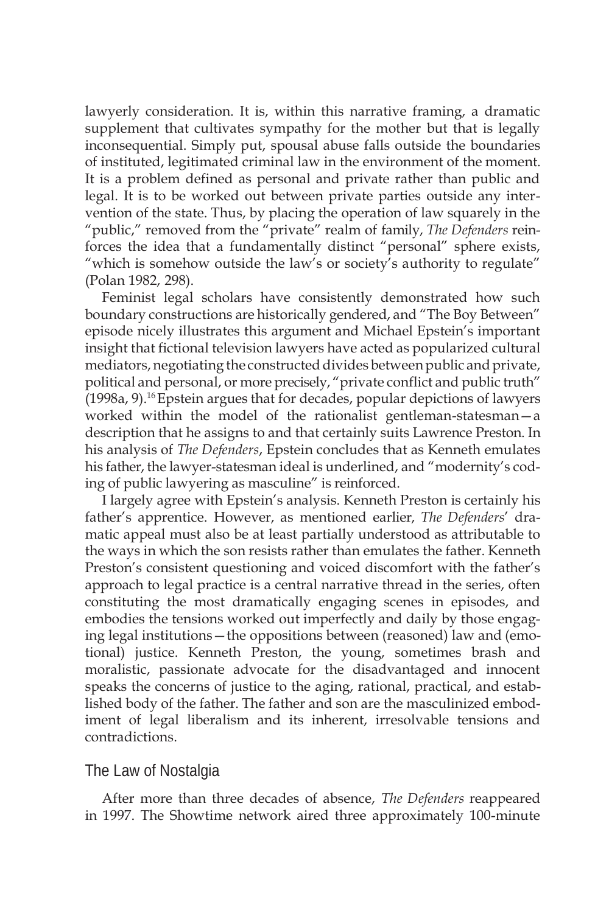lawyerly consideration. It is, within this narrative framing, a dramatic supplement that cultivates sympathy for the mother but that is legally inconsequential. Simply put, spousal abuse falls outside the boundaries of instituted, legitimated criminal law in the environment of the moment. It is a problem defined as personal and private rather than public and legal. It is to be worked out between private parties outside any intervention of the state. Thus, by placing the operation of law squarely in the "public," removed from the "private" realm of family, *The Defenders* reinforces the idea that a fundamentally distinct "personal" sphere exists, "which is somehow outside the law's or society's authority to regulate" (Polan 1982, 298).

Feminist legal scholars have consistently demonstrated how such boundary constructions are historically gendered, and "The Boy Between" episode nicely illustrates this argument and Michael Epstein's important insight that fictional television lawyers have acted as popularized cultural mediators, negotiating the constructed divides between public and private, political and personal, or more precisely, "private conflict and public truth" (1998a, 9).[16] Epstein argues that for decades, popular depictions of lawyers worked within the model of the rationalist gentleman-statesman—a description that he assigns to and that certainly suits Lawrence Preston. In his analysis of *The Defenders*, Epstein concludes that as Kenneth emulates his father, the lawyer-statesman ideal is underlined, and "modernity's coding of public lawyering as masculine" is reinforced.

I largely agree with Epstein's analysis. Kenneth Preston is certainly his father's apprentice. However, as mentioned earlier, *The Defenders*' dramatic appeal must also be at least partially understood as attributable to the ways in which the son resists rather than emulates the father. Kenneth Preston's consistent questioning and voiced discomfort with the father's approach to legal practice is a central narrative thread in the series, often constituting the most dramatically engaging scenes in episodes, and embodies the tensions worked out imperfectly and daily by those engaging legal institutions—the oppositions between (reasoned) law and (emotional) justice. Kenneth Preston, the young, sometimes brash and moralistic, passionate advocate for the disadvantaged and innocent speaks the concerns of justice to the aging, rational, practical, and established body of the father. The father and son are the masculinized embodiment of legal liberalism and its inherent, irresolvable tensions and contradictions.

## The Law of Nostalgia

After more than three decades of absence, *The Defenders* reappeared in 1997. The Showtime network aired three approximately 100-minute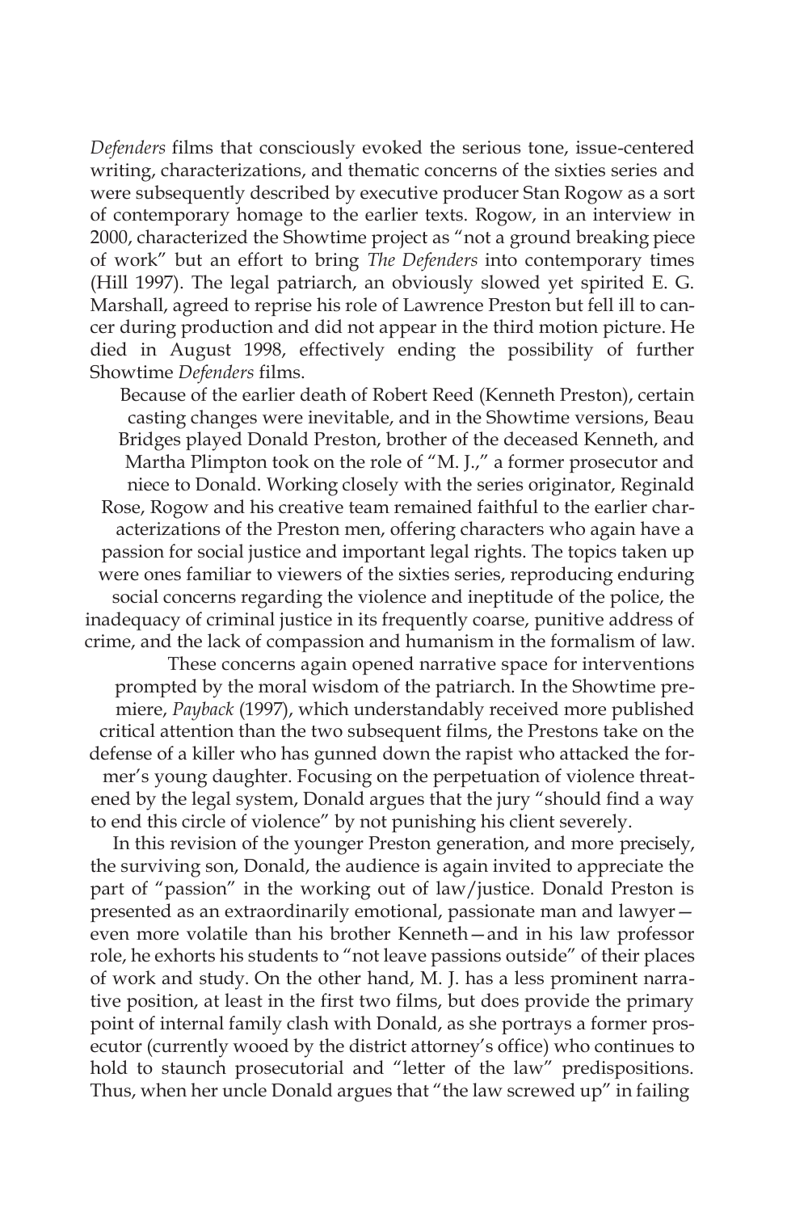*Defenders* films that consciously evoked the serious tone, issue-centered writing, characterizations, and thematic concerns of the sixties series and were subsequently described by executive producer Stan Rogow as a sort of contemporary homage to the earlier texts. Rogow, in an interview in 2000, characterized the Showtime project as "not a ground breaking piece of work" but an effort to bring *The Defenders* into contemporary times (Hill 1997). The legal patriarch, an obviously slowed yet spirited E. G. Marshall, agreed to reprise his role of Lawrence Preston but fell ill to cancer during production and did not appear in the third motion picture. He died in August 1998, effectively ending the possibility of further Showtime *Defenders* films.

Because of the earlier death of Robert Reed (Kenneth Preston), certain casting changes were inevitable, and in the Showtime versions, Beau Bridges played Donald Preston, brother of the deceased Kenneth, and Martha Plimpton took on the role of "M. J.," a former prosecutor and niece to Donald. Working closely with the series originator, Reginald Rose, Rogow and his creative team remained faithful to the earlier characterizations of the Preston men, offering characters who again have a passion for social justice and important legal rights. The topics taken up were ones familiar to viewers of the sixties series, reproducing enduring social concerns regarding the violence and ineptitude of the police, the inadequacy of criminal justice in its frequently coarse, punitive address of crime, and the lack of compassion and humanism in the formalism of law.

These concerns again opened narrative space for interventions prompted by the moral wisdom of the patriarch. In the Showtime premiere, *Payback* (1997), which understandably received more published critical attention than the two subsequent films, the Prestons take on the defense of a killer who has gunned down the rapist who attacked the former's young daughter. Focusing on the perpetuation of violence threatened by the legal system, Donald argues that the jury "should find a way to end this circle of violence" by not punishing his client severely.

In this revision of the younger Preston generation, and more precisely, the surviving son, Donald, the audience is again invited to appreciate the part of "passion" in the working out of law/justice. Donald Preston is presented as an extraordinarily emotional, passionate man and lawyer—even more volatile than his brother Kenneth—and in his law professor role, he exhorts his students to "not leave passions outside" of their places of work and study. On the other hand, M. J. has a less prominent narrative position, at least in the first two films, but does provide the primary point of internal family clash with Donald, as she portrays a former prosecutor (currently wooed by the district attorney's office) who continues to hold to staunch prosecutorial and "letter of the law" predispositions. Thus, when her uncle Donald argues that "the law screwed up" in failing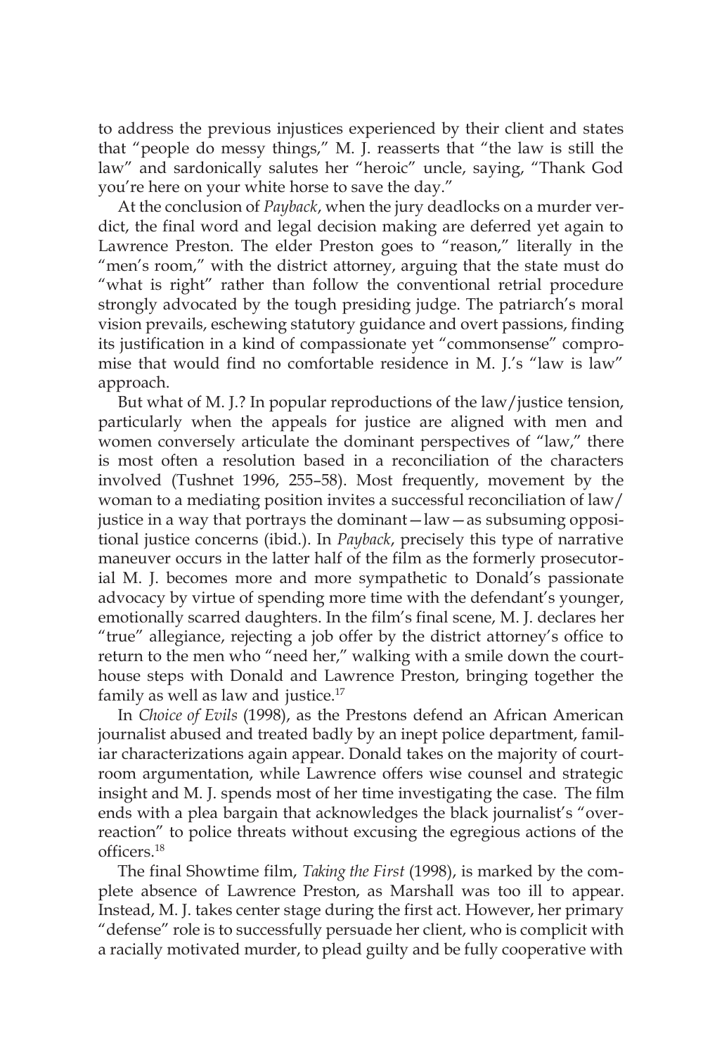to address the previous injustices experienced by their client and states that "people do messy things," M. J. reasserts that "the law is still the law" and sardonically salutes her "heroic" uncle, saying, "Thank God you're here on your white horse to save the day."

At the conclusion of *Payback*, when the jury deadlocks on a murder verdict, the final word and legal decision making are deferred yet again to Lawrence Preston. The elder Preston goes to "reason," literally in the "men's room," with the district attorney, arguing that the state must do "what is right" rather than follow the conventional retrial procedure strongly advocated by the tough presiding judge. The patriarch's moral vision prevails, eschewing statutory guidance and overt passions, finding its justification in a kind of compassionate yet "commonsense" compromise that would find no comfortable residence in M. J.'s "law is law" approach.

But what of M. J.? In popular reproductions of the law/justice tension, particularly when the appeals for justice are aligned with men and women conversely articulate the dominant perspectives of "law," there is most often a resolution based in a reconciliation of the characters involved (Tushnet 1996, 255–58). Most frequently, movement by the woman to a mediating position invites a successful reconciliation of law/justice in a way that portrays the dominant—law—as subsuming oppositional justice concerns (ibid.). In *Payback*, precisely this type of narrative maneuver occurs in the latter half of the film as the formerly prosecutorial M. J. becomes more and more sympathetic to Donald's passionate advocacy by virtue of spending more time with the defendant's younger, emotionally scarred daughters. In the film's final scene, M. J. declares her "true" allegiance, rejecting a job offer by the district attorney's office to return to the men who "need her," walking with a smile down the courthouse steps with Donald and Lawrence Preston, bringing together the family as well as law and justice.[17]

In *Choice of Evils* (1998), as the Prestons defend an African American journalist abused and treated badly by an inept police department, familiar characterizations again appear. Donald takes on the majority of courtroom argumentation, while Lawrence offers wise counsel and strategic insight and M. J. spends most of her time investigating the case. The film ends with a plea bargain that acknowledges the black journalist's "overreaction" to police threats without excusing the egregious actions of the officers.[18]

The final Showtime film, *Taking the First* (1998), is marked by the complete absence of Lawrence Preston, as Marshall was too ill to appear. Instead, M. J. takes center stage during the first act. However, her primary "defense" role is to successfully persuade her client, who is complicit with a racially motivated murder, to plead guilty and be fully cooperative with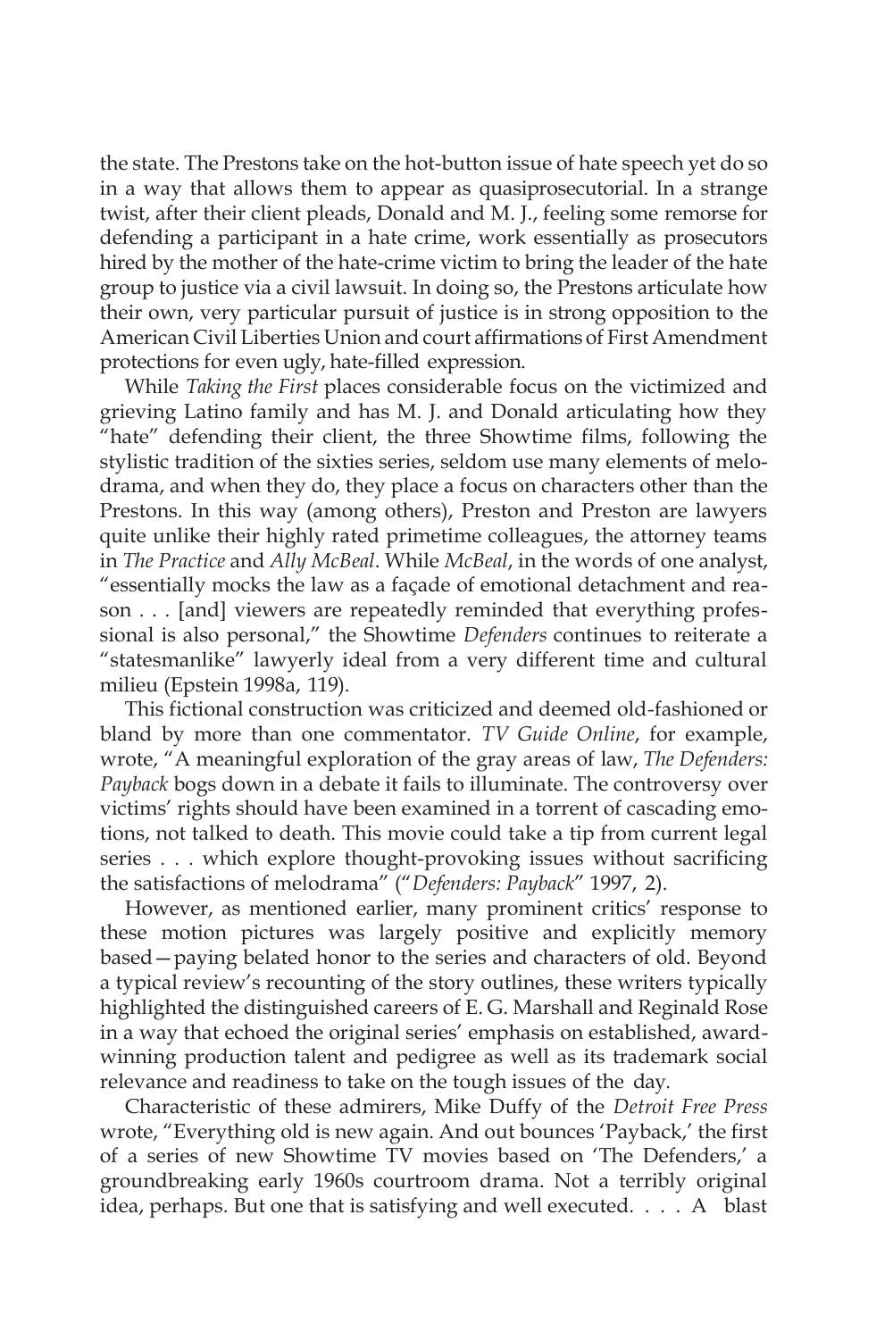the state. The Prestons take on the hot-button issue of hate speech yet do so in a way that allows them to appear as quasiprosecutorial. In a strange twist, after their client pleads, Donald and M. J., feeling some remorse for defending a participant in a hate crime, work essentially as prosecutors hired by the mother of the hate-crime victim to bring the leader of the hate group to justice via a civil lawsuit. In doing so, the Prestons articulate how their own, very particular pursuit of justice is in strong opposition to the American Civil Liberties Union and court affirmations of First Amendment protections for even ugly, hate-filled expression.

While *Taking the First* places considerable focus on the victimized and grieving Latino family and has M. J. and Donald articulating how they "hate" defending their client, the three Showtime films, following the stylistic tradition of the sixties series, seldom use many elements of melodrama, and when they do, they place a focus on characters other than the Prestons. In this way (among others), Preston and Preston are lawyers quite unlike their highly rated primetime colleagues, the attorney teams in *The Practice* and *Ally McBeal*. While *McBeal*, in the words of one analyst, "essentially mocks the law as a façade of emotional detachment and reason . . . [and] viewers are repeatedly reminded that everything professional is also personal," the Showtime *Defenders* continues to reiterate a "statesmanlike" lawyerly ideal from a very different time and cultural milieu (Epstein 1998a, 119).

This fictional construction was criticized and deemed old-fashioned or bland by more than one commentator. *TV Guide Online*, for example, wrote, "A meaningful exploration of the gray areas of law, *The Defenders: Payback* bogs down in a debate it fails to illuminate. The controversy over victims' rights should have been examined in a torrent of cascading emotions, not talked to death. This movie could take a tip from current legal series . . . which explore thought-provoking issues without sacrificing the satisfactions of melodrama" ("*Defenders: Payback*" 1997, 2).

However, as mentioned earlier, many prominent critics' response to these motion pictures was largely positive and explicitly memory based—paying belated honor to the series and characters of old. Beyond a typical review's recounting of the story outlines, these writers typically highlighted the distinguished careers of E. G. Marshall and Reginald Rose in a way that echoed the original series' emphasis on established, award-winning production talent and pedigree as well as its trademark social relevance and readiness to take on the tough issues of the day.

Characteristic of these admirers, Mike Duffy of the *Detroit Free Press* wrote, "Everything old is new again. And out bounces 'Payback,' the first of a series of new Showtime TV movies based on 'The Defenders,' a groundbreaking early 1960s courtroom drama. Not a terribly original idea, perhaps. But one that is satisfying and well executed. . . . A blast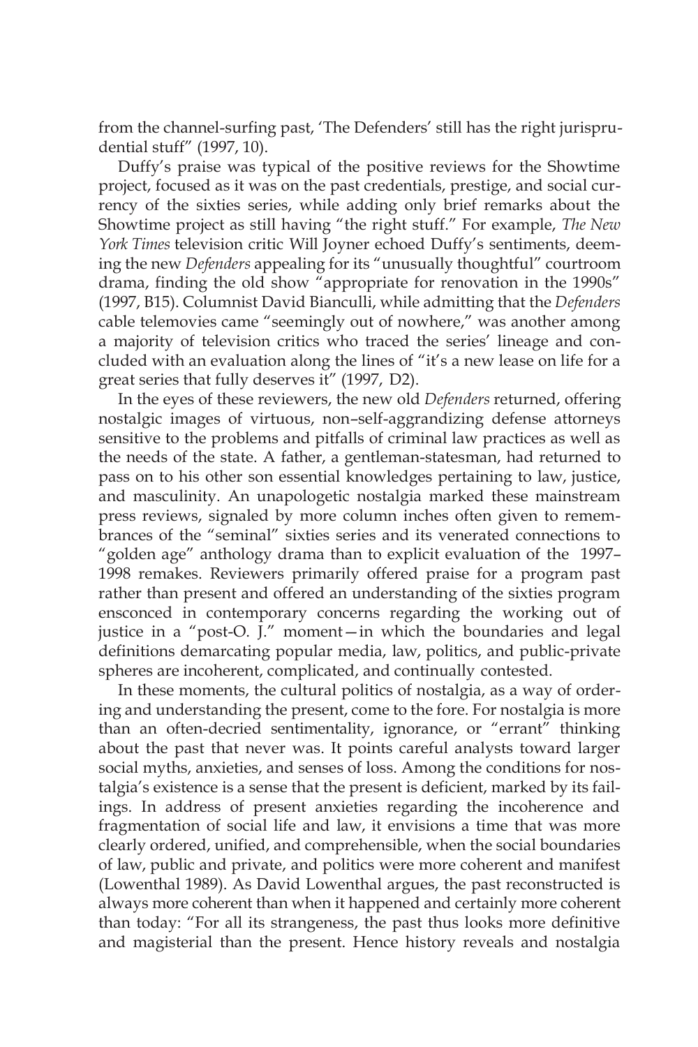from the channel-surfing past, 'The Defenders' still has the right jurisprudential stuff" (1997, 10).

Duffy's praise was typical of the positive reviews for the Showtime project, focused as it was on the past credentials, prestige, and social currency of the sixties series, while adding only brief remarks about the Showtime project as still having "the right stuff." For example, *The New York Times* television critic Will Joyner echoed Duffy's sentiments, deeming the new *Defenders* appealing for its "unusually thoughtful" courtroom drama, finding the old show "appropriate for renovation in the 1990s" (1997, B15). Columnist David Bianculli, while admitting that the *Defenders* cable telemovies came "seemingly out of nowhere," was another among a majority of television critics who traced the series' lineage and concluded with an evaluation along the lines of "it's a new lease on life for a great series that fully deserves it" (1997, D2).

In the eyes of these reviewers, the new old *Defenders* returned, offering nostalgic images of virtuous, non–self-aggrandizing defense attorneys sensitive to the problems and pitfalls of criminal law practices as well as the needs of the state. A father, a gentleman-statesman, had returned to pass on to his other son essential knowledges pertaining to law, justice, and masculinity. An unapologetic nostalgia marked these mainstream press reviews, signaled by more column inches often given to remembrances of the "seminal" sixties series and its venerated connections to "golden age" anthology drama than to explicit evaluation of the 1997–1998 remakes. Reviewers primarily offered praise for a program past rather than present and offered an understanding of the sixties program ensconced in contemporary concerns regarding the working out of justice in a "post-O. J." moment—in which the boundaries and legal definitions demarcating popular media, law, politics, and public-private spheres are incoherent, complicated, and continually contested.

In these moments, the cultural politics of nostalgia, as a way of ordering and understanding the present, come to the fore. For nostalgia is more than an often-decried sentimentality, ignorance, or "errant" thinking about the past that never was. It points careful analysts toward larger social myths, anxieties, and senses of loss. Among the conditions for nostalgia's existence is a sense that the present is deficient, marked by its failings. In address of present anxieties regarding the incoherence and fragmentation of social life and law, it envisions a time that was more clearly ordered, unified, and comprehensible, when the social boundaries of law, public and private, and politics were more coherent and manifest (Lowenthal 1989). As David Lowenthal argues, the past reconstructed is always more coherent than when it happened and certainly more coherent than today: "For all its strangeness, the past thus looks more definitive and magisterial than the present. Hence history reveals and nostalgia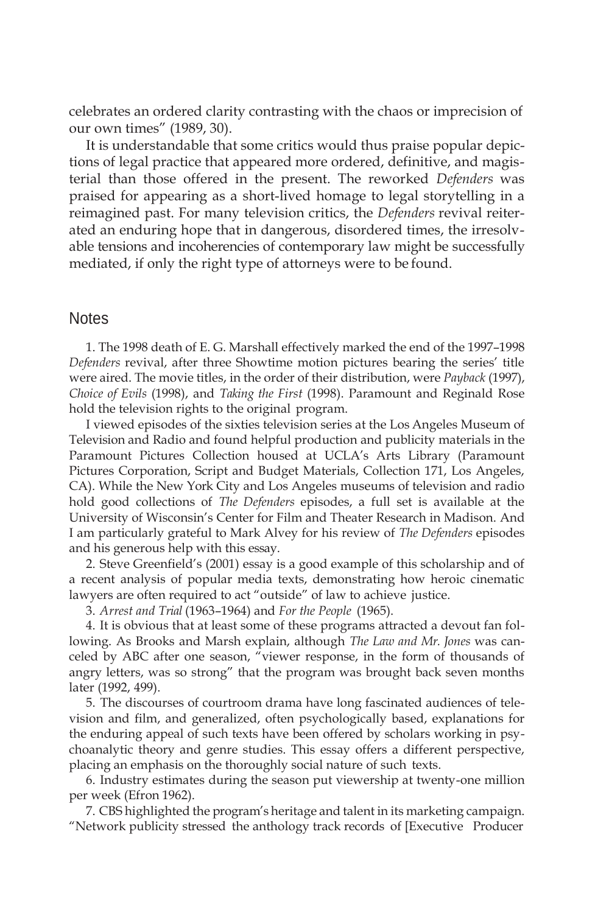celebrates an ordered clarity contrasting with the chaos or imprecision of our own times" (1989, 30).

It is understandable that some critics would thus praise popular depictions of legal practice that appeared more ordered, definitive, and magisterial than those offered in the present. The reworked *Defenders* was praised for appearing as a short-lived homage to legal storytelling in a reimagined past. For many television critics, the *Defenders* revival reiterated an enduring hope that in dangerous, disordered times, the irresolvable tensions and incoherencies of contemporary law might be successfully mediated, if only the right type of attorneys were to be found.

## Notes

1. The 1998 death of E. G. Marshall effectively marked the end of the 1997–1998 *Defenders* revival, after three Showtime motion pictures bearing the series' title were aired. The movie titles, in the order of their distribution, were *Payback* (1997), *Choice of Evils* (1998), and *Taking the First* (1998). Paramount and Reginald Rose hold the television rights to the original program.

I viewed episodes of the sixties television series at the Los Angeles Museum of Television and Radio and found helpful production and publicity materials in the Paramount Pictures Collection housed at UCLA's Arts Library (Paramount Pictures Corporation, Script and Budget Materials, Collection 171, Los Angeles, CA). While the New York City and Los Angeles museums of television and radio hold good collections of *The Defenders* episodes, a full set is available at the University of Wisconsin's Center for Film and Theater Research in Madison. And I am particularly grateful to Mark Alvey for his review of *The Defenders* episodes and his generous help with this essay.

2. Steve Greenfield's (2001) essay is a good example of this scholarship and of a recent analysis of popular media texts, demonstrating how heroic cinematic lawyers are often required to act "outside" of law to achieve justice.

3. *Arrest and Trial* (1963–1964) and *For the People* (1965).

4. It is obvious that at least some of these programs attracted a devout fan following. As Brooks and Marsh explain, although *The Law and Mr. Jones* was canceled by ABC after one season, "viewer response, in the form of thousands of angry letters, was so strong" that the program was brought back seven months later (1992, 499).

5. The discourses of courtroom drama have long fascinated audiences of television and film, and generalized, often psychologically based, explanations for the enduring appeal of such texts have been offered by scholars working in psychoanalytic theory and genre studies. This essay offers a different perspective, placing an emphasis on the thoroughly social nature of such texts.

6. Industry estimates during the season put viewership at twenty-one million per week (Efron 1962).

7. CBS highlighted the program's heritage and talent in its marketing campaign. "Network publicity stressed the anthology track records of [Executive Producer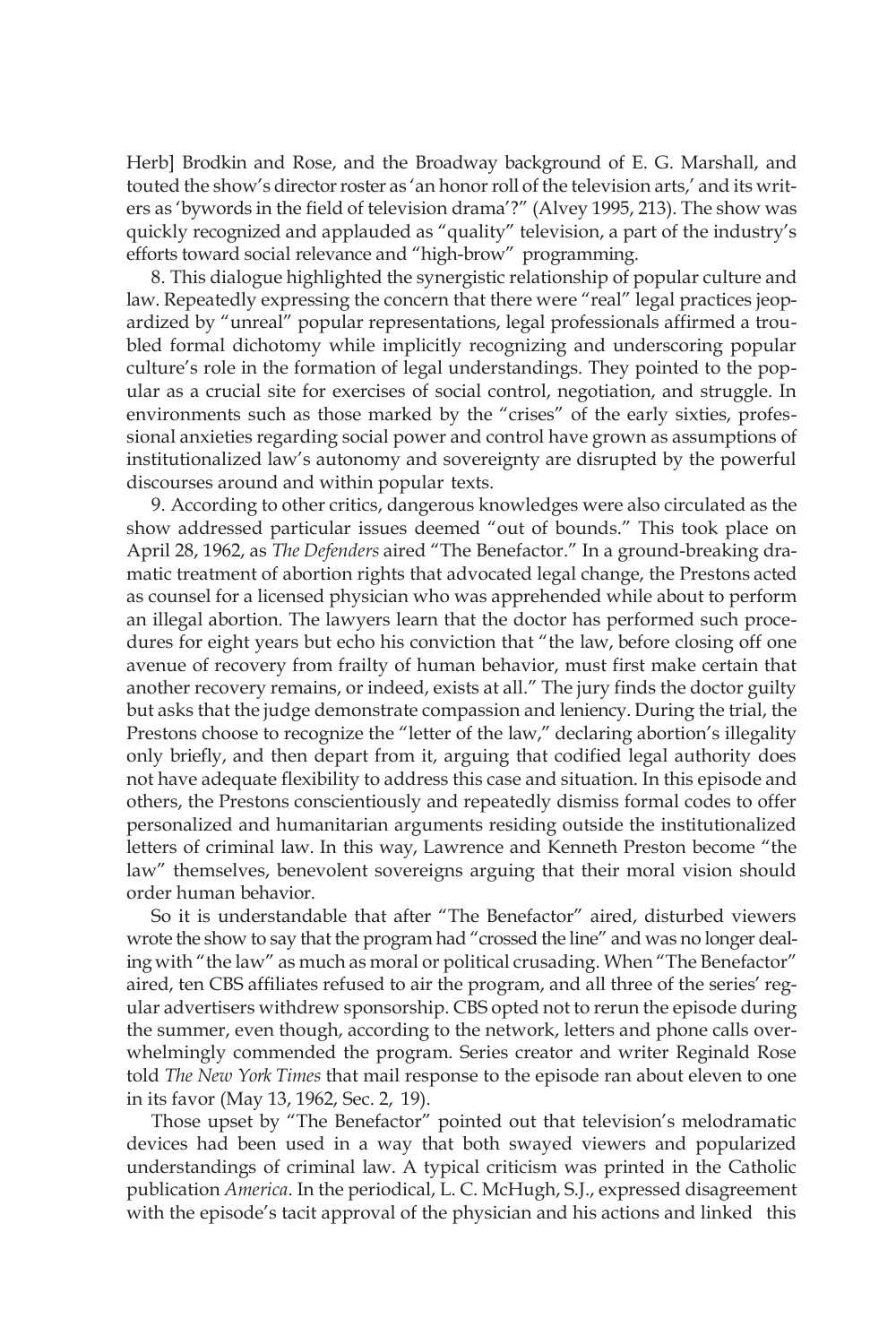Herb] Brodkin and Rose, and the Broadway background of E. G. Marshall, and touted the show's director roster as 'an honor roll of the television arts,' and its writers as 'bywords in the field of television drama'?" (Alvey 1995, 213). The show was quickly recognized and applauded as "quality" television, a part of the industry's efforts toward social relevance and "high-brow" programming.

8. This dialogue highlighted the synergistic relationship of popular culture and law. Repeatedly expressing the concern that there were "real" legal practices jeopardized by "unreal" popular representations, legal professionals affirmed a troubled formal dichotomy while implicitly recognizing and underscoring popular culture's role in the formation of legal understandings. They pointed to the popular as a crucial site for exercises of social control, negotiation, and struggle. In environments such as those marked by the "crises" of the early sixties, professional anxieties regarding social power and control have grown as assumptions of institutionalized law's autonomy and sovereignty are disrupted by the powerful discourses around and within popular texts.

9. According to other critics, dangerous knowledges were also circulated as the show addressed particular issues deemed "out of bounds." This took place on April 28, 1962, as *The Defenders* aired "The Benefactor." In a ground-breaking dramatic treatment of abortion rights that advocated legal change, the Prestons acted as counsel for a licensed physician who was apprehended while about to perform an illegal abortion. The lawyers learn that the doctor has performed such procedures for eight years but echo his conviction that "the law, before closing off one avenue of recovery from frailty of human behavior, must first make certain that another recovery remains, or indeed, exists at all." The jury finds the doctor guilty but asks that the judge demonstrate compassion and leniency. During the trial, the Prestons choose to recognize the "letter of the law," declaring abortion's illegality only briefly, and then depart from it, arguing that codified legal authority does not have adequate flexibility to address this case and situation. In this episode and others, the Prestons conscientiously and repeatedly dismiss formal codes to offer personalized and humanitarian arguments residing outside the institutionalized letters of criminal law. In this way, Lawrence and Kenneth Preston become "the law" themselves, benevolent sovereigns arguing that their moral vision should order human behavior.

So it is understandable that after "The Benefactor" aired, disturbed viewers wrote the show to say that the program had "crossed the line" and was no longer dealing with "the law" as much as moral or political crusading. When "The Benefactor" aired, ten CBS affiliates refused to air the program, and all three of the series' regular advertisers withdrew sponsorship. CBS opted not to rerun the episode during the summer, even though, according to the network, letters and phone calls overwhelmingly commended the program. Series creator and writer Reginald Rose told *The New York Times* that mail response to the episode ran about eleven to one in its favor (May 13, 1962, Sec. 2, 19).

Those upset by "The Benefactor" pointed out that television's melodramatic devices had been used in a way that both swayed viewers and popularized understandings of criminal law. A typical criticism was printed in the Catholic publication *America*. In the periodical, L. C. McHugh, S.J., expressed disagreement with the episode's tacit approval of the physician and his actions and linked this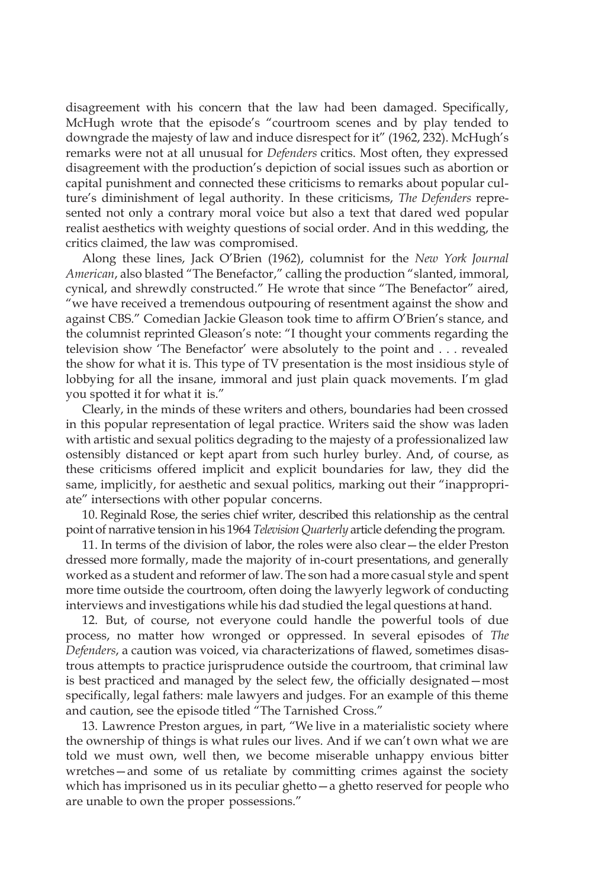disagreement with his concern that the law had been damaged. Specifically, McHugh wrote that the episode's "courtroom scenes and by play tended to downgrade the majesty of law and induce disrespect for it" (1962, 232). McHugh's remarks were not at all unusual for *Defenders* critics. Most often, they expressed disagreement with the production's depiction of social issues such as abortion or capital punishment and connected these criticisms to remarks about popular culture's diminishment of legal authority. In these criticisms, *The Defenders* represented not only a contrary moral voice but also a text that dared wed popular realist aesthetics with weighty questions of social order. And in this wedding, the critics claimed, the law was compromised.

Along these lines, Jack O'Brien (1962), columnist for the *New York Journal American*, also blasted "The Benefactor," calling the production "slanted, immoral, cynical, and shrewdly constructed." He wrote that since "The Benefactor" aired, "we have received a tremendous outpouring of resentment against the show and against CBS." Comedian Jackie Gleason took time to affirm O'Brien's stance, and the columnist reprinted Gleason's note: "I thought your comments regarding the television show 'The Benefactor' were absolutely to the point and . . . revealed the show for what it is. This type of TV presentation is the most insidious style of lobbying for all the insane, immoral and just plain quack movements. I'm glad you spotted it for what it is."

Clearly, in the minds of these writers and others, boundaries had been crossed in this popular representation of legal practice. Writers said the show was laden with artistic and sexual politics degrading to the majesty of a professionalized law ostensibly distanced or kept apart from such hurley burley. And, of course, as these criticisms offered implicit and explicit boundaries for law, they did the same, implicitly, for aesthetic and sexual politics, marking out their "inappropriate" intersections with other popular concerns.

10. Reginald Rose, the series chief writer, described this relationship as the central point of narrative tension in his 1964 *Television Quarterly* article defending the program.

11. In terms of the division of labor, the roles were also clear—the elder Preston dressed more formally, made the majority of in-court presentations, and generally worked as a student and reformer of law. The son had a more casual style and spent more time outside the courtroom, often doing the lawyerly legwork of conducting interviews and investigations while his dad studied the legal questions at hand.

12. But, of course, not everyone could handle the powerful tools of due process, no matter how wronged or oppressed. In several episodes of *The Defenders*, a caution was voiced, via characterizations of flawed, sometimes disastrous attempts to practice jurisprudence outside the courtroom, that criminal law is best practiced and managed by the select few, the officially designated—most specifically, legal fathers: male lawyers and judges. For an example of this theme and caution, see the episode titled "The Tarnished Cross."

13. Lawrence Preston argues, in part, "We live in a materialistic society where the ownership of things is what rules our lives. And if we can't own what we are told we must own, well then, we become miserable unhappy envious bitter wretches—and some of us retaliate by committing crimes against the society which has imprisoned us in its peculiar ghetto—a ghetto reserved for people who are unable to own the proper possessions."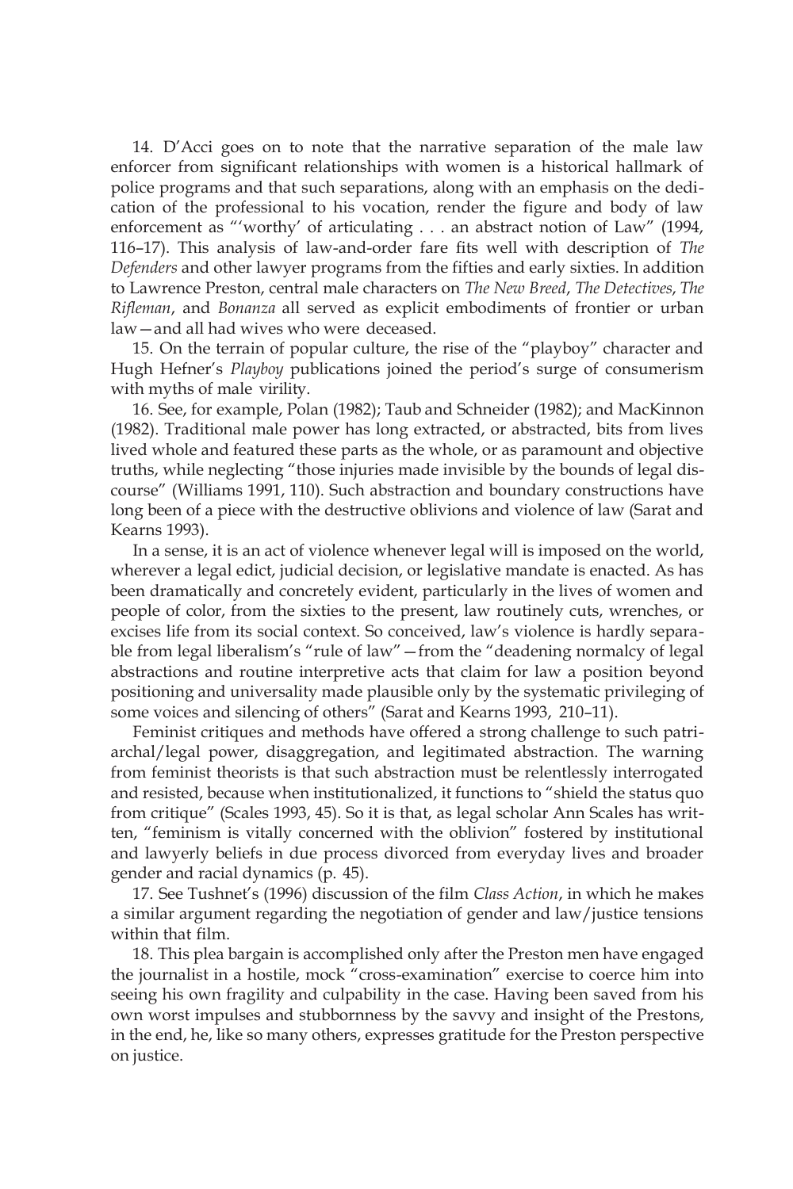14. D'Acci goes on to note that the narrative separation of the male law enforcer from significant relationships with women is a historical hallmark of police programs and that such separations, along with an emphasis on the dedication of the professional to his vocation, render the figure and body of law enforcement as "'worthy' of articulating . . . an abstract notion of Law" (1994, 116–17). This analysis of law-and-order fare fits well with description of *The Defenders* and other lawyer programs from the fifties and early sixties. In addition to Lawrence Preston, central male characters on *The New Breed*, *The Detectives*, *The Rifleman*, and *Bonanza* all served as explicit embodiments of frontier or urban law—and all had wives who were deceased.

15. On the terrain of popular culture, the rise of the "playboy" character and Hugh Hefner's *Playboy* publications joined the period's surge of consumerism with myths of male virility.

16. See, for example, Polan (1982); Taub and Schneider (1982); and MacKinnon (1982). Traditional male power has long extracted, or abstracted, bits from lives lived whole and featured these parts as the whole, or as paramount and objective truths, while neglecting "those injuries made invisible by the bounds of legal discourse" (Williams 1991, 110). Such abstraction and boundary constructions have long been of a piece with the destructive oblivions and violence of law (Sarat and Kearns 1993).

In a sense, it is an act of violence whenever legal will is imposed on the world, wherever a legal edict, judicial decision, or legislative mandate is enacted. As has been dramatically and concretely evident, particularly in the lives of women and people of color, from the sixties to the present, law routinely cuts, wrenches, or excises life from its social context. So conceived, law's violence is hardly separable from legal liberalism's "rule of law"—from the "deadening normalcy of legal abstractions and routine interpretive acts that claim for law a position beyond positioning and universality made plausible only by the systematic privileging of some voices and silencing of others" (Sarat and Kearns 1993, 210–11).

Feminist critiques and methods have offered a strong challenge to such patriarchal/legal power, disaggregation, and legitimated abstraction. The warning from feminist theorists is that such abstraction must be relentlessly interrogated and resisted, because when institutionalized, it functions to "shield the status quo from critique" (Scales 1993, 45). So it is that, as legal scholar Ann Scales has written, "feminism is vitally concerned with the oblivion" fostered by institutional and lawyerly beliefs in due process divorced from everyday lives and broader gender and racial dynamics (p. 45).

17. See Tushnet's (1996) discussion of the film *Class Action*, in which he makes a similar argument regarding the negotiation of gender and law/justice tensions within that film.

18. This plea bargain is accomplished only after the Preston men have engaged the journalist in a hostile, mock "cross-examination" exercise to coerce him into seeing his own fragility and culpability in the case. Having been saved from his own worst impulses and stubbornness by the savvy and insight of the Prestons, in the end, he, like so many others, expresses gratitude for the Preston perspective on justice.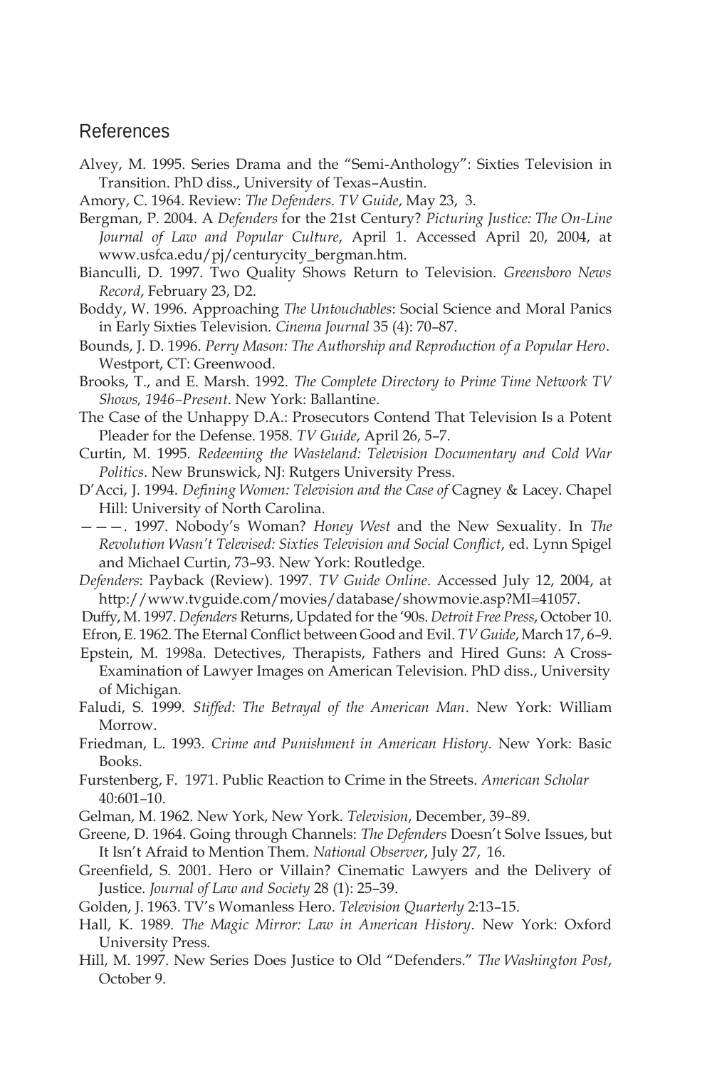## References

Alvey, M. 1995. Series Drama and the "Semi-Anthology": Sixties Television in Transition. PhD diss., University of Texas–Austin.

Amory, C. 1964. Review: *The Defenders*. *TV Guide*, May 23, 3.

Bergman, P. 2004. A *Defenders* for the 21st Century? *Picturing Justice: The On-Line Journal of Law and Popular Culture*, April 1. Accessed April 20, 2004, at www.usfca.edu/pj/centurycity_bergman.htm.

Bianculli, D. 1997. Two Quality Shows Return to Television. *Greensboro News Record*, February 23, D2.

Boddy, W. 1996. Approaching *The Untouchables*: Social Science and Moral Panics in Early Sixties Television. *Cinema Journal* 35 (4): 70–87.

Bounds, J. D. 1996. *Perry Mason: The Authorship and Reproduction of a Popular Hero*. Westport, CT: Greenwood.

Brooks, T., and E. Marsh. 1992. *The Complete Directory to Prime Time Network TV Shows, 1946–Present*. New York: Ballantine.

The Case of the Unhappy D.A.: Prosecutors Contend That Television Is a Potent Pleader for the Defense. 1958. *TV Guide*, April 26, 5–7.

Curtin, M. 1995. *Redeeming the Wasteland: Television Documentary and Cold War Politics*. New Brunswick, NJ: Rutgers University Press.

D'Acci, J. 1994. *Defining Women: Television and the Case of* Cagney & Lacey. Chapel Hill: University of North Carolina.

———. 1997. Nobody's Woman? *Honey West* and the New Sexuality. In *The Revolution Wasn't Televised: Sixties Television and Social Conflict*, ed. Lynn Spigel and Michael Curtin, 73–93. New York: Routledge.

*Defenders*: Payback (Review). 1997. *TV Guide Online*. Accessed July 12, 2004, at http://www.tvguide.com/movies/database/showmovie.asp?MI=41057.

Duffy, M. 1997. *Defenders* Returns, Updated for the '90s. *Detroit Free Press*, October 10.

Efron, E. 1962. The Eternal Conflict between Good and Evil. *TV Guide*, March 17, 6–9.

Epstein, M. 1998a. Detectives, Therapists, Fathers and Hired Guns: A Cross-Examination of Lawyer Images on American Television. PhD diss., University of Michigan.

Faludi, S. 1999. *Stiffed: The Betrayal of the American Man*. New York: William Morrow.

Friedman, L. 1993. *Crime and Punishment in American History*. New York: Basic Books.

Furstenberg, F. 1971. Public Reaction to Crime in the Streets. *American Scholar* 40:601–10.

Gelman, M. 1962. New York, New York. *Television*, December, 39–89.

Greene, D. 1964. Going through Channels: *The Defenders* Doesn't Solve Issues, but It Isn't Afraid to Mention Them. *National Observer*, July 27, 16.

Greenfield, S. 2001. Hero or Villain? Cinematic Lawyers and the Delivery of Justice. *Journal of Law and Society* 28 (1): 25–39.

Golden, J. 1963. TV's Womanless Hero. *Television Quarterly* 2:13–15.

Hall, K. 1989. *The Magic Mirror: Law in American History*. New York: Oxford University Press.

Hill, M. 1997. New Series Does Justice to Old "Defenders." *The Washington Post*, October 9.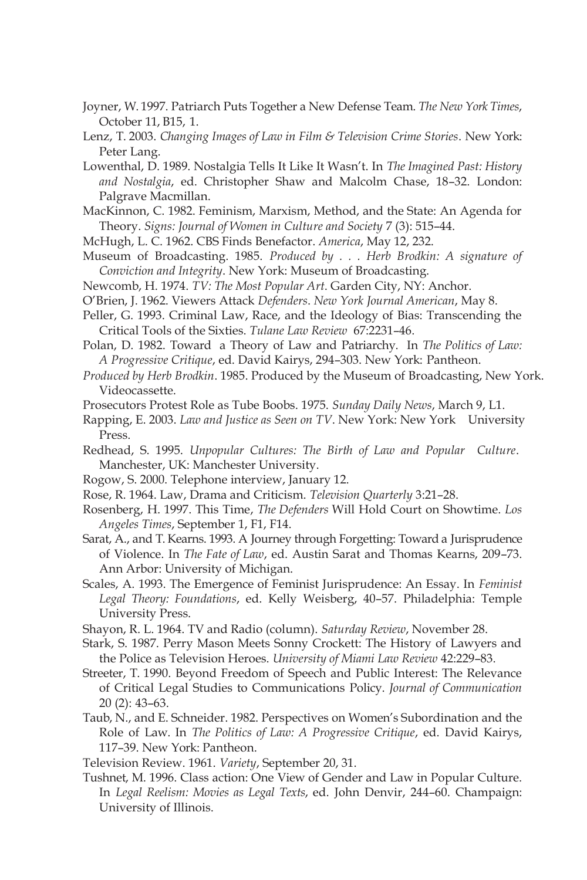Joyner, W. 1997. Patriarch Puts Together a New Defense Team. *The New York Times*, October 11, B15, 1.

Lenz, T. 2003. *Changing Images of Law in Film & Television Crime Stories*. New York: Peter Lang.

Lowenthal, D. 1989. Nostalgia Tells It Like It Wasn't. In *The Imagined Past: History and Nostalgia*, ed. Christopher Shaw and Malcolm Chase, 18–32. London: Palgrave Macmillan.

MacKinnon, C. 1982. Feminism, Marxism, Method, and the State: An Agenda for Theory. *Signs: Journal of Women in Culture and Society* 7 (3): 515–44.

McHugh, L. C. 1962. CBS Finds Benefactor. *America*, May 12, 232.

Museum of Broadcasting. 1985. *Produced by . . . Herb Brodkin: A signature of Conviction and Integrity*. New York: Museum of Broadcasting.

Newcomb, H. 1974. *TV: The Most Popular Art*. Garden City, NY: Anchor.

O'Brien, J. 1962. Viewers Attack *Defenders*. *New York Journal American*, May 8.

Peller, G. 1993. Criminal Law, Race, and the Ideology of Bias: Transcending the Critical Tools of the Sixties. *Tulane Law Review* 67:2231–46.

Polan, D. 1982. Toward a Theory of Law and Patriarchy. In *The Politics of Law: A Progressive Critique*, ed. David Kairys, 294–303. New York: Pantheon.

*Produced by Herb Brodkin*. 1985. Produced by the Museum of Broadcasting, New York. Videocassette.

Prosecutors Protest Role as Tube Boobs. 1975. *Sunday Daily News*, March 9, L1.

Rapping, E. 2003. *Law and Justice as Seen on TV*. New York: New York University Press.

Redhead, S. 1995. *Unpopular Cultures: The Birth of Law and Popular Culture*. Manchester, UK: Manchester University.

Rogow, S. 2000. Telephone interview, January 12.

Rose, R. 1964. Law, Drama and Criticism. *Television Quarterly* 3:21–28.

Rosenberg, H. 1997. This Time, *The Defenders* Will Hold Court on Showtime. *Los Angeles Times*, September 1, F1, F14.

Sarat, A., and T. Kearns. 1993. A Journey through Forgetting: Toward a Jurisprudence of Violence. In *The Fate of Law*, ed. Austin Sarat and Thomas Kearns, 209–73. Ann Arbor: University of Michigan.

Scales, A. 1993. The Emergence of Feminist Jurisprudence: An Essay. In *Feminist Legal Theory: Foundations*, ed. Kelly Weisberg, 40–57. Philadelphia: Temple University Press.

Shayon, R. L. 1964. TV and Radio (column). *Saturday Review*, November 28.

Stark, S. 1987. Perry Mason Meets Sonny Crockett: The History of Lawyers and the Police as Television Heroes. *University of Miami Law Review* 42:229–83.

Streeter, T. 1990. Beyond Freedom of Speech and Public Interest: The Relevance of Critical Legal Studies to Communications Policy. *Journal of Communication* 20 (2): 43–63.

Taub, N., and E. Schneider. 1982. Perspectives on Women's Subordination and the Role of Law. In *The Politics of Law: A Progressive Critique*, ed. David Kairys, 117–39. New York: Pantheon.

Television Review. 1961. *Variety*, September 20, 31.

Tushnet, M. 1996. Class action: One View of Gender and Law in Popular Culture. In *Legal Reelism: Movies as Legal Texts*, ed. John Denvir, 244–60. Champaign: University of Illinois.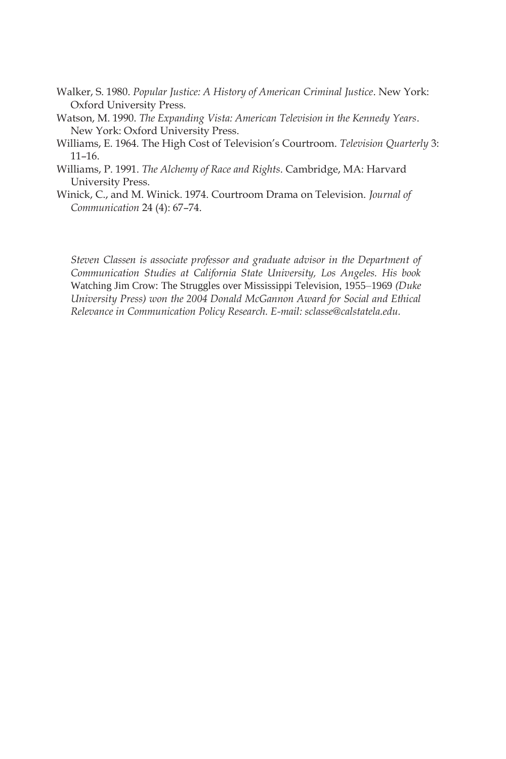Walker, S. 1980. *Popular Justice: A History of American Criminal Justice*. New York: Oxford University Press.

Watson, M. 1990. *The Expanding Vista: American Television in the Kennedy Years*. New York: Oxford University Press.

Williams, E. 1964. The High Cost of Television's Courtroom. *Television Quarterly* 3: 11–16.

Williams, P. 1991. *The Alchemy of Race and Rights*. Cambridge, MA: Harvard University Press.

Winick, C., and M. Winick. 1974. Courtroom Drama on Television. *Journal of Communication* 24 (4): 67–74.

*Steven Classen is associate professor and graduate advisor in the Department of Communication Studies at California State University, Los Angeles. His book* Watching Jim Crow: The Struggles over Mississippi Television, 1955–1969 *(Duke University Press) won the 2004 Donald McGannon Award for Social and Ethical Relevance in Communication Policy Research. E-mail: sclasse@calstatela.edu.*